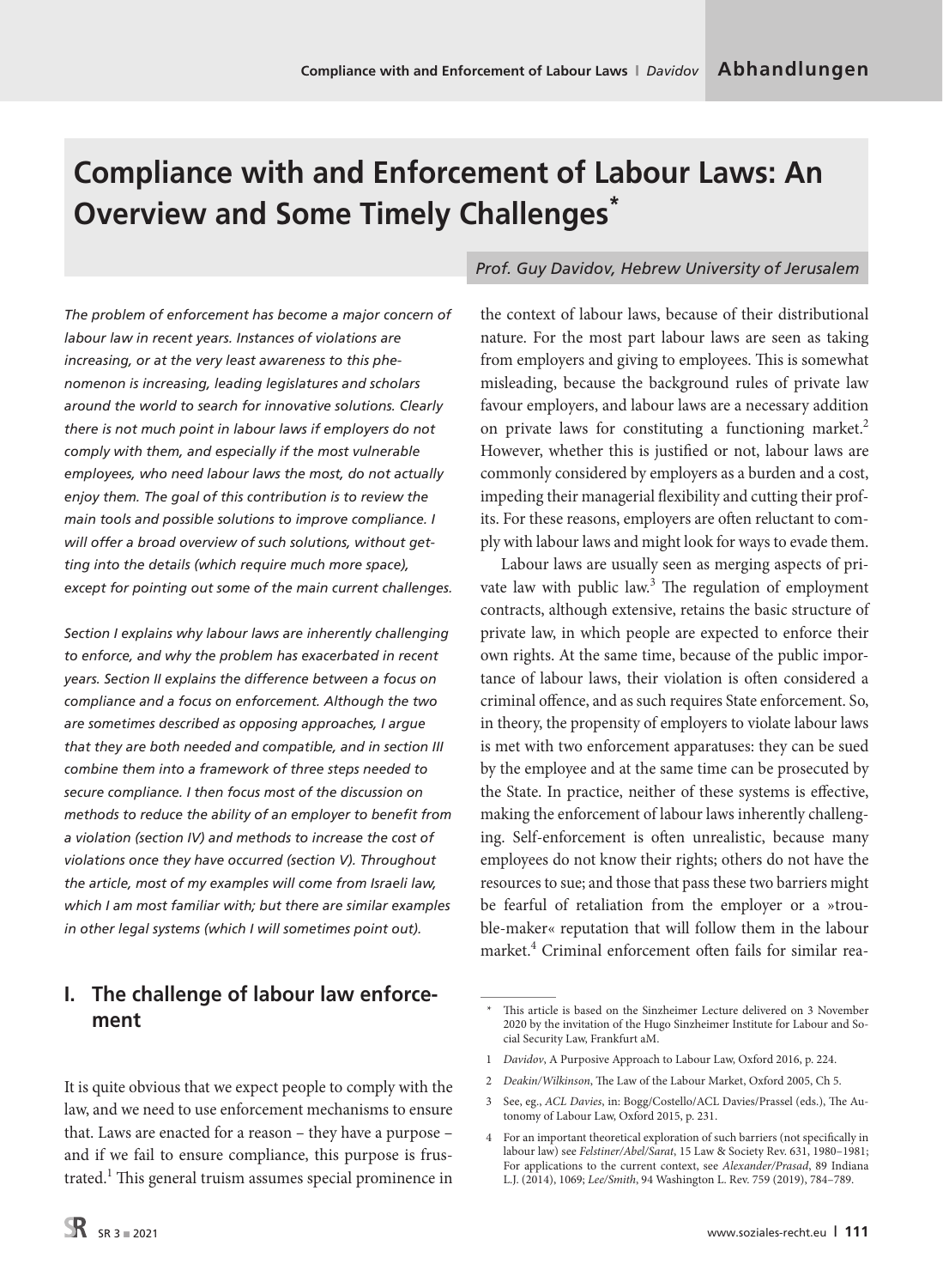# Compliance with and Enforcement of Labour Laws: An Overview and Some Timely Challenges*

*Prof. Guy Davidov, Hebrew University of Jerusalem*

*The problem of enforcement has become a major concern of labour law in recent years. Instances of violations are increasing, or at the very least awareness to this phenomenon is increasing, leading legislatures and scholars around the world to search for innovative solutions. Clearly there is not much point in labour laws if employers do not comply with them, and especially if the most vulnerable employees, who need labour laws the most, do not actually enjoy them. The goal of this contribution is to review the main tools and possible solutions to improve compliance. I will offer a broad overview of such solutions, without getting into the details (which require much more space), except for pointing out some of the main current challenges.*

*Section I explains why labour laws are inherently challenging to enforce, and why the problem has exacerbated in recent years. Section II explains the difference between a focus on compliance and a focus on enforcement. Although the two are sometimes described as opposing approaches, I argue that they are both needed and compatible, and in section III combine them into a framework of three steps needed to secure compliance. I then focus most of the discussion on methods to reduce the ability of an employer to benefit from a violation (section IV) and methods to increase the cost of violations once they have occurred (section V). Throughout the article, most of my examples will come from Israeli law, which I am most familiar with; but there are similar examples in other legal systems (which I will sometimes point out).*

## I. The challenge of labour law enforcement

It is quite obvious that we expect people to comply with the law, and we need to use enforcement mechanisms to ensure that. Laws are enacted for a reason – they have a purpose – and if we fail to ensure compliance, this purpose is frustrated.[1] This general truism assumes special prominence in the context of labour laws, because of their distributional nature. For the most part labour laws are seen as taking from employers and giving to employees. This is somewhat misleading, because the background rules of private law favour employers, and labour laws are a necessary addition on private laws for constituting a functioning market.[2] However, whether this is justified or not, labour laws are commonly considered by employers as a burden and a cost, impeding their managerial flexibility and cutting their profits. For these reasons, employers are often reluctant to comply with labour laws and might look for ways to evade them.

Labour laws are usually seen as merging aspects of private law with public law.[3] The regulation of employment contracts, although extensive, retains the basic structure of private law, in which people are expected to enforce their own rights. At the same time, because of the public importance of labour laws, their violation is often considered a criminal offence, and as such requires State enforcement. So, in theory, the propensity of employers to violate labour laws is met with two enforcement apparatuses: they can be sued by the employee and at the same time can be prosecuted by the State. In practice, neither of these systems is effective, making the enforcement of labour laws inherently challenging. Self-enforcement is often unrealistic, because many employees do not know their rights; others do not have the resources to sue; and those that pass these two barriers might be fearful of retaliation from the employer or a »trouble-maker« reputation that will follow them in the labour market.[4] Criminal enforcement often fails for similar rea-

---

\* This article is based on the Sinzheimer Lecture delivered on 3 November 2020 by the invitation of the Hugo Sinzheimer Institute for Labour and Social Security Law, Frankfurt aM.

1 *Davidov*, A Purposive Approach to Labour Law, Oxford 2016, p. 224.

2 *Deakin/Wilkinson*, The Law of the Labour Market, Oxford 2005, Ch 5.

3 See, eg., *ACL Davies*, in: Bogg/Costello/ACL Davies/Prassel (eds.), The Autonomy of Labour Law, Oxford 2015, p. 231.

4 For an important theoretical exploration of such barriers (not specifically in labour law) see *Felstiner/Abel/Sarat*, 15 Law & Society Rev. 631, 1980–1981; For applications to the current context, see *Alexander/Prasad*, 89 Indiana L.J. (2014), 1069; *Lee/Smith*, 94 Washington L. Rev. 759 (2019), 784–789.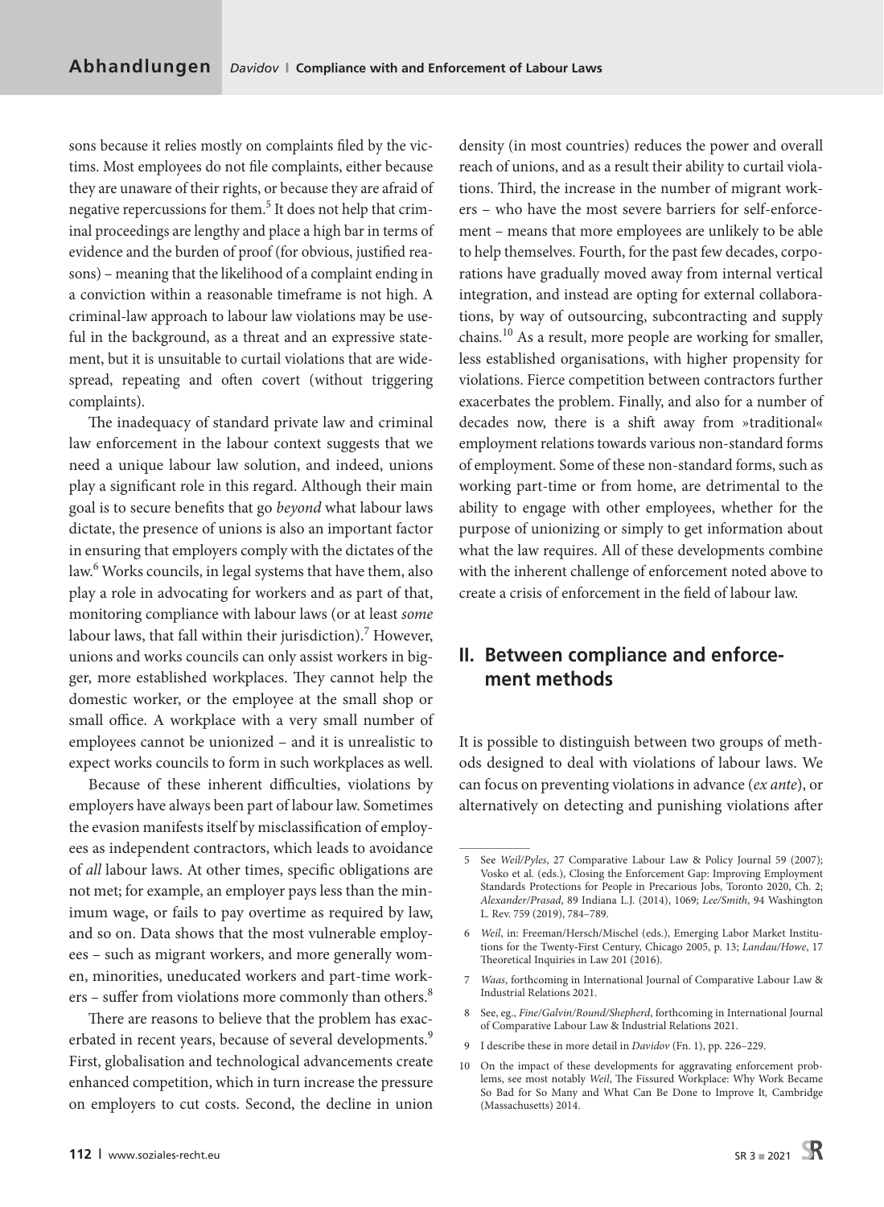sons because it relies mostly on complaints filed by the victims. Most employees do not file complaints, either because they are unaware of their rights, or because they are afraid of negative repercussions for them.[5] It does not help that criminal proceedings are lengthy and place a high bar in terms of evidence and the burden of proof (for obvious, justified reasons) – meaning that the likelihood of a complaint ending in a conviction within a reasonable timeframe is not high. A criminal-law approach to labour law violations may be useful in the background, as a threat and an expressive statement, but it is unsuitable to curtail violations that are widespread, repeating and often covert (without triggering complaints).

The inadequacy of standard private law and criminal law enforcement in the labour context suggests that we need a unique labour law solution, and indeed, unions play a significant role in this regard. Although their main goal is to secure benefits that go *beyond* what labour laws dictate, the presence of unions is also an important factor in ensuring that employers comply with the dictates of the law.[6] Works councils, in legal systems that have them, also play a role in advocating for workers and as part of that, monitoring compliance with labour laws (or at least *some* labour laws, that fall within their jurisdiction).[7] However, unions and works councils can only assist workers in bigger, more established workplaces. They cannot help the domestic worker, or the employee at the small shop or small office. A workplace with a very small number of employees cannot be unionized – and it is unrealistic to expect works councils to form in such workplaces as well.

Because of these inherent difficulties, violations by employers have always been part of labour law. Sometimes the evasion manifests itself by misclassification of employees as independent contractors, which leads to avoidance of *all* labour laws. At other times, specific obligations are not met; for example, an employer pays less than the minimum wage, or fails to pay overtime as required by law, and so on. Data shows that the most vulnerable employees – such as migrant workers, and more generally women, minorities, uneducated workers and part-time workers – suffer from violations more commonly than others.[8]

There are reasons to believe that the problem has exacerbated in recent years, because of several developments.[9] First, globalisation and technological advancements create enhanced competition, which in turn increase the pressure on employers to cut costs. Second, the decline in union density (in most countries) reduces the power and overall reach of unions, and as a result their ability to curtail violations. Third, the increase in the number of migrant workers – who have the most severe barriers for self-enforcement – means that more employees are unlikely to be able to help themselves. Fourth, for the past few decades, corporations have gradually moved away from internal vertical integration, and instead are opting for external collaborations, by way of outsourcing, subcontracting and supply chains.[10] As a result, more people are working for smaller, less established organisations, with higher propensity for violations. Fierce competition between contractors further exacerbates the problem. Finally, and also for a number of decades now, there is a shift away from »traditional« employment relations towards various non-standard forms of employment. Some of these non-standard forms, such as working part-time or from home, are detrimental to the ability to engage with other employees, whether for the purpose of unionizing or simply to get information about what the law requires. All of these developments combine with the inherent challenge of enforcement noted above to create a crisis of enforcement in the field of labour law.

## II. Between compliance and enforcement methods

It is possible to distinguish between two groups of methods designed to deal with violations of labour laws. We can focus on preventing violations in advance (*ex ante*), or alternatively on detecting and punishing violations after

---

5 See *Weil/Pyles*, 27 Comparative Labour Law & Policy Journal 59 (2007); Vosko et al. (eds.), Closing the Enforcement Gap: Improving Employment Standards Protections for People in Precarious Jobs, Toronto 2020, Ch. 2; *Alexander/Prasad*, 89 Indiana L.J. (2014), 1069; *Lee/Smith*, 94 Washington L. Rev. 759 (2019), 784–789.

6 *Weil*, in: Freeman/Hersch/Mischel (eds.), Emerging Labor Market Institutions for the Twenty-First Century, Chicago 2005, p. 13; *Landau/Howe*, 17 Theoretical Inquiries in Law 201 (2016).

7 *Waas*, forthcoming in International Journal of Comparative Labour Law & Industrial Relations 2021.

8 See, eg., *Fine/Galvin/Round/Shepherd*, forthcoming in International Journal of Comparative Labour Law & Industrial Relations 2021.

9 I describe these in more detail in *Davidov* (Fn. 1), pp. 226–229.

10 On the impact of these developments for aggravating enforcement problems, see most notably *Weil*, The Fissured Workplace: Why Work Became So Bad for So Many and What Can Be Done to Improve It, Cambridge (Massachusetts) 2014.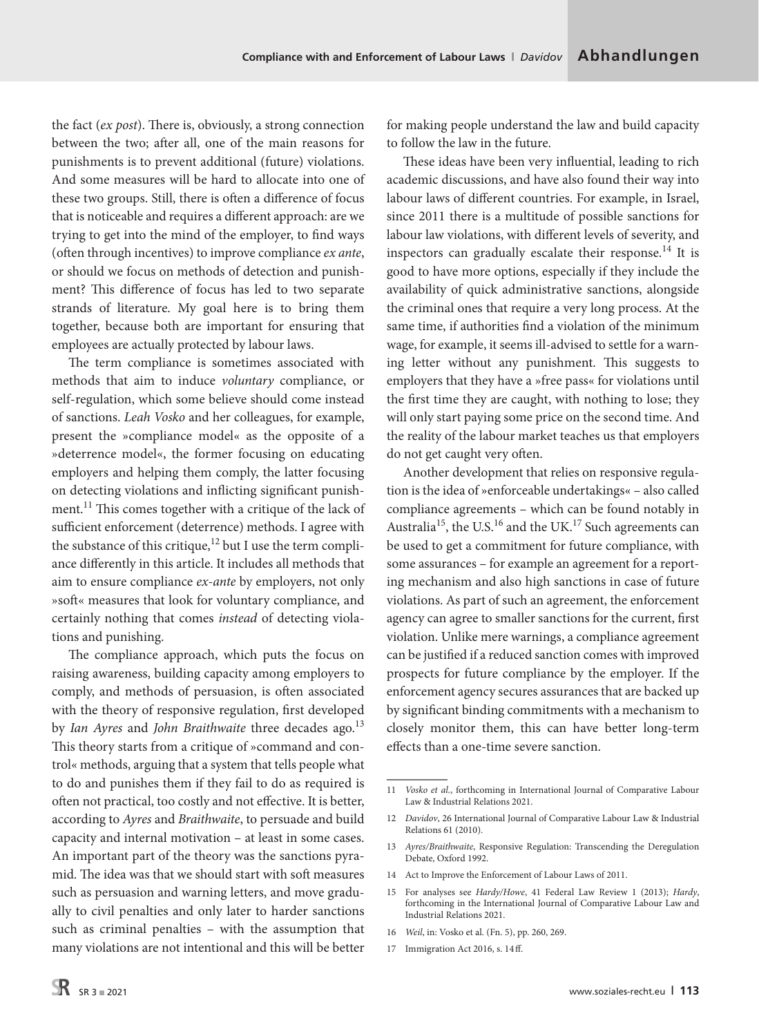the fact (*ex post*). There is, obviously, a strong connection between the two; after all, one of the main reasons for punishments is to prevent additional (future) violations. And some measures will be hard to allocate into one of these two groups. Still, there is often a difference of focus that is noticeable and requires a different approach: are we trying to get into the mind of the employer, to find ways (often through incentives) to improve compliance *ex ante*, or should we focus on methods of detection and punishment? This difference of focus has led to two separate strands of literature. My goal here is to bring them together, because both are important for ensuring that employees are actually protected by labour laws.

The term compliance is sometimes associated with methods that aim to induce *voluntary* compliance, or self-regulation, which some believe should come instead of sanctions. *Leah Vosko* and her colleagues, for example, present the »compliance model« as the opposite of a »deterrence model«, the former focusing on educating employers and helping them comply, the latter focusing on detecting violations and inflicting significant punishment.[11] This comes together with a critique of the lack of sufficient enforcement (deterrence) methods. I agree with the substance of this critique,[12] but I use the term compliance differently in this article. It includes all methods that aim to ensure compliance *ex-ante* by employers, not only »soft« measures that look for voluntary compliance, and certainly nothing that comes *instead* of detecting violations and punishing.

The compliance approach, which puts the focus on raising awareness, building capacity among employers to comply, and methods of persuasion, is often associated with the theory of responsive regulation, first developed by *Ian Ayres* and *John Braithwaite* three decades ago.[13] This theory starts from a critique of »command and control« methods, arguing that a system that tells people what to do and punishes them if they fail to do as required is often not practical, too costly and not effective. It is better, according to *Ayres* and *Braithwaite*, to persuade and build capacity and internal motivation – at least in some cases. An important part of the theory was the sanctions pyramid. The idea was that we should start with soft measures such as persuasion and warning letters, and move gradually to civil penalties and only later to harder sanctions such as criminal penalties – with the assumption that many violations are not intentional and this will be better for making people understand the law and build capacity to follow the law in the future.

These ideas have been very influential, leading to rich academic discussions, and have also found their way into labour laws of different countries. For example, in Israel, since 2011 there is a multitude of possible sanctions for labour law violations, with different levels of severity, and inspectors can gradually escalate their response.[14] It is good to have more options, especially if they include the availability of quick administrative sanctions, alongside the criminal ones that require a very long process. At the same time, if authorities find a violation of the minimum wage, for example, it seems ill-advised to settle for a warning letter without any punishment. This suggests to employers that they have a »free pass« for violations until the first time they are caught, with nothing to lose; they will only start paying some price on the second time. And the reality of the labour market teaches us that employers do not get caught very often.

Another development that relies on responsive regulation is the idea of »enforceable undertakings« – also called compliance agreements – which can be found notably in Australia[15], the U.S.[16] and the UK.[17] Such agreements can be used to get a commitment for future compliance, with some assurances – for example an agreement for a reporting mechanism and also high sanctions in case of future violations. As part of such an agreement, the enforcement agency can agree to smaller sanctions for the current, first violation. Unlike mere warnings, a compliance agreement can be justified if a reduced sanction comes with improved prospects for future compliance by the employer. If the enforcement agency secures assurances that are backed up by significant binding commitments with a mechanism to closely monitor them, this can have better long-term effects than a one-time severe sanction.

---

11 *Vosko et al.*, forthcoming in International Journal of Comparative Labour Law & Industrial Relations 2021.

12 *Davidov*, 26 International Journal of Comparative Labour Law & Industrial Relations 61 (2010).

13 *Ayres/Braithwaite*, Responsive Regulation: Transcending the Deregulation Debate, Oxford 1992.

14 Act to Improve the Enforcement of Labour Laws of 2011.

15 For analyses see *Hardy/Howe*, 41 Federal Law Review 1 (2013); *Hardy*, forthcoming in the International Journal of Comparative Labour Law and Industrial Relations 2021.

16 *Weil*, in: Vosko et al. (Fn. 5), pp. 260, 269.

17 Immigration Act 2016, s. 14ff.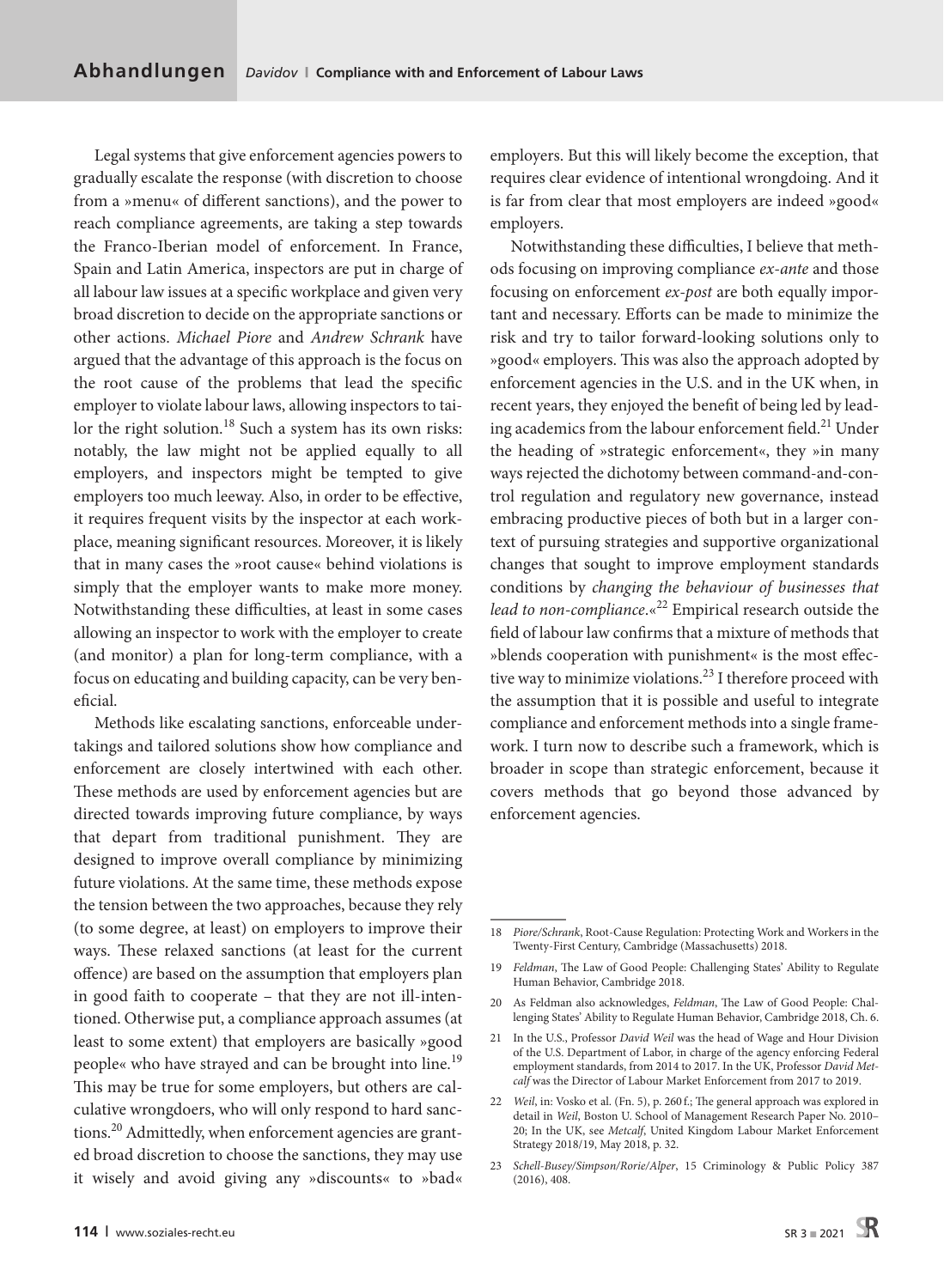Legal systems that give enforcement agencies powers to gradually escalate the response (with discretion to choose from a »menu« of different sanctions), and the power to reach compliance agreements, are taking a step towards the Franco-Iberian model of enforcement. In France, Spain and Latin America, inspectors are put in charge of all labour law issues at a specific workplace and given very broad discretion to decide on the appropriate sanctions or other actions. *Michael Piore* and *Andrew Schrank* have argued that the advantage of this approach is the focus on the root cause of the problems that lead the specific employer to violate labour laws, allowing inspectors to tailor the right solution.[18] Such a system has its own risks: notably, the law might not be applied equally to all employers, and inspectors might be tempted to give employers too much leeway. Also, in order to be effective, it requires frequent visits by the inspector at each workplace, meaning significant resources. Moreover, it is likely that in many cases the »root cause« behind violations is simply that the employer wants to make more money. Notwithstanding these difficulties, at least in some cases allowing an inspector to work with the employer to create (and monitor) a plan for long-term compliance, with a focus on educating and building capacity, can be very beneficial.

Methods like escalating sanctions, enforceable undertakings and tailored solutions show how compliance and enforcement are closely intertwined with each other. These methods are used by enforcement agencies but are directed towards improving future compliance, by ways that depart from traditional punishment. They are designed to improve overall compliance by minimizing future violations. At the same time, these methods expose the tension between the two approaches, because they rely (to some degree, at least) on employers to improve their ways. These relaxed sanctions (at least for the current offence) are based on the assumption that employers plan in good faith to cooperate – that they are not ill-intentioned. Otherwise put, a compliance approach assumes (at least to some extent) that employers are basically »good people« who have strayed and can be brought into line.[19] This may be true for some employers, but others are calculative wrongdoers, who will only respond to hard sanctions.[20] Admittedly, when enforcement agencies are granted broad discretion to choose the sanctions, they may use it wisely and avoid giving any »discounts« to »bad« employers. But this will likely become the exception, that requires clear evidence of intentional wrongdoing. And it is far from clear that most employers are indeed »good« employers.

Notwithstanding these difficulties, I believe that methods focusing on improving compliance *ex-ante* and those focusing on enforcement *ex-post* are both equally important and necessary. Efforts can be made to minimize the risk and try to tailor forward-looking solutions only to »good« employers. This was also the approach adopted by enforcement agencies in the U.S. and in the UK when, in recent years, they enjoyed the benefit of being led by leading academics from the labour enforcement field.[21] Under the heading of »strategic enforcement«, they »in many ways rejected the dichotomy between command-and-control regulation and regulatory new governance, instead embracing productive pieces of both but in a larger context of pursuing strategies and supportive organizational changes that sought to improve employment standards conditions by *changing the behaviour of businesses that lead to non-compliance*.«[22] Empirical research outside the field of labour law confirms that a mixture of methods that »blends cooperation with punishment« is the most effective way to minimize violations.[23] I therefore proceed with the assumption that it is possible and useful to integrate compliance and enforcement methods into a single framework. I turn now to describe such a framework, which is broader in scope than strategic enforcement, because it covers methods that go beyond those advanced by enforcement agencies.

---

18 *Piore/Schrank*, Root-Cause Regulation: Protecting Work and Workers in the Twenty-First Century, Cambridge (Massachusetts) 2018.

19 *Feldman*, The Law of Good People: Challenging States' Ability to Regulate Human Behavior, Cambridge 2018.

20 As Feldman also acknowledges, *Feldman*, The Law of Good People: Challenging States' Ability to Regulate Human Behavior, Cambridge 2018, Ch. 6.

21 In the U.S., Professor *David Weil* was the head of Wage and Hour Division of the U.S. Department of Labor, in charge of the agency enforcing Federal employment standards, from 2014 to 2017. In the UK, Professor *David Metcalf* was the Director of Labour Market Enforcement from 2017 to 2019.

22 *Weil*, in: Vosko et al. (Fn. 5), p. 260 f.; The general approach was explored in detail in *Weil*, Boston U. School of Management Research Paper No. 2010–20; In the UK, see *Metcalf*, United Kingdom Labour Market Enforcement Strategy 2018/19, May 2018, p. 32.

23 *Schell-Busey/Simpson/Rorie/Alper*, 15 Criminology & Public Policy 387 (2016), 408.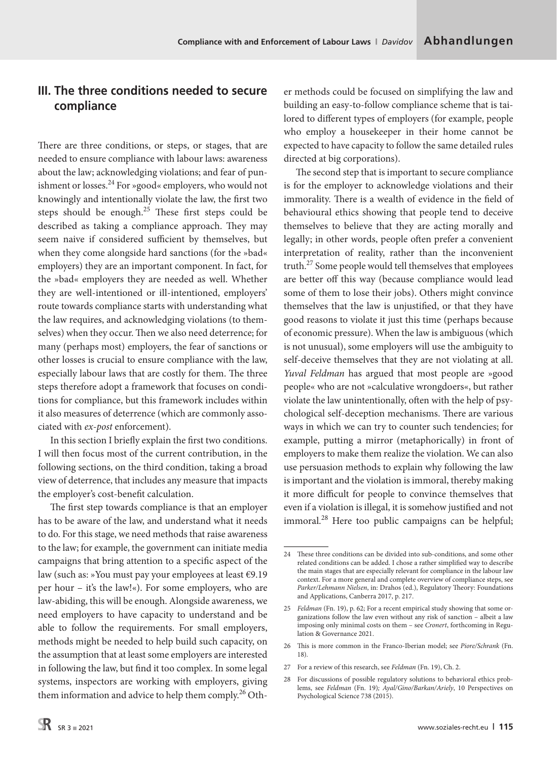## III. The three conditions needed to secure compliance

There are three conditions, or steps, or stages, that are needed to ensure compliance with labour laws: awareness about the law; acknowledging violations; and fear of punishment or losses.[24] For »good« employers, who would not knowingly and intentionally violate the law, the first two steps should be enough.[25] These first steps could be described as taking a compliance approach. They may seem naive if considered sufficient by themselves, but when they come alongside hard sanctions (for the »bad« employers) they are an important component. In fact, for the »bad« employers they are needed as well. Whether they are well-intentioned or ill-intentioned, employers' route towards compliance starts with understanding what the law requires, and acknowledging violations (to themselves) when they occur. Then we also need deterrence; for many (perhaps most) employers, the fear of sanctions or other losses is crucial to ensure compliance with the law, especially labour laws that are costly for them. The three steps therefore adopt a framework that focuses on conditions for compliance, but this framework includes within it also measures of deterrence (which are commonly associated with *ex-post* enforcement).

In this section I briefly explain the first two conditions. I will then focus most of the current contribution, in the following sections, on the third condition, taking a broad view of deterrence, that includes any measure that impacts the employer's cost-benefit calculation.

The first step towards compliance is that an employer has to be aware of the law, and understand what it needs to do. For this stage, we need methods that raise awareness to the law; for example, the government can initiate media campaigns that bring attention to a specific aspect of the law (such as: »You must pay your employees at least €9.19 per hour – it's the law!«). For some employers, who are law-abiding, this will be enough. Alongside awareness, we need employers to have capacity to understand and be able to follow the requirements. For small employers, methods might be needed to help build such capacity, on the assumption that at least some employers are interested in following the law, but find it too complex. In some legal systems, inspectors are working with employers, giving them information and advice to help them comply.[26] Other methods could be focused on simplifying the law and building an easy-to-follow compliance scheme that is tailored to different types of employers (for example, people who employ a housekeeper in their home cannot be expected to have capacity to follow the same detailed rules directed at big corporations).

The second step that is important to secure compliance is for the employer to acknowledge violations and their immorality. There is a wealth of evidence in the field of behavioural ethics showing that people tend to deceive themselves to believe that they are acting morally and legally; in other words, people often prefer a convenient interpretation of reality, rather than the inconvenient truth.[27] Some people would tell themselves that employees are better off this way (because compliance would lead some of them to lose their jobs). Others might convince themselves that the law is unjustified, or that they have good reasons to violate it just this time (perhaps because of economic pressure). When the law is ambiguous (which is not unusual), some employers will use the ambiguity to self-deceive themselves that they are not violating at all. *Yuval Feldman* has argued that most people are »good people« who are not »calculative wrongdoers«, but rather violate the law unintentionally, often with the help of psychological self-deception mechanisms. There are various ways in which we can try to counter such tendencies; for example, putting a mirror (metaphorically) in front of employers to make them realize the violation. We can also use persuasion methods to explain why following the law is important and the violation is immoral, thereby making it more difficult for people to convince themselves that even if a violation is illegal, it is somehow justified and not immoral.[28] Here too public campaigns can be helpful;

---

24 These three conditions can be divided into sub-conditions, and some other related conditions can be added. I chose a rather simplified way to describe the main stages that are especially relevant for compliance in the labour law context. For a more general and complete overview of compliance steps, see *Parker/Lehmann Nielsen*, in: Drahos (ed.), Regulatory Theory: Foundations and Applications, Canberra 2017, p. 217.

25 *Feldman* (Fn. 19), p. 62; For a recent empirical study showing that some organizations follow the law even without any risk of sanction – albeit a law imposing only minimal costs on them – see *Cronert*, forthcoming in Regulation & Governance 2021.

26 This is more common in the Franco-Iberian model; see *Piore/Schrank* (Fn. 18).

27 For a review of this research, see *Feldman* (Fn. 19), Ch. 2.

28 For discussions of possible regulatory solutions to behavioral ethics problems, see *Feldman* (Fn. 19); *Ayal/Gino/Barkan/Ariely*, 10 Perspectives on Psychological Science 738 (2015).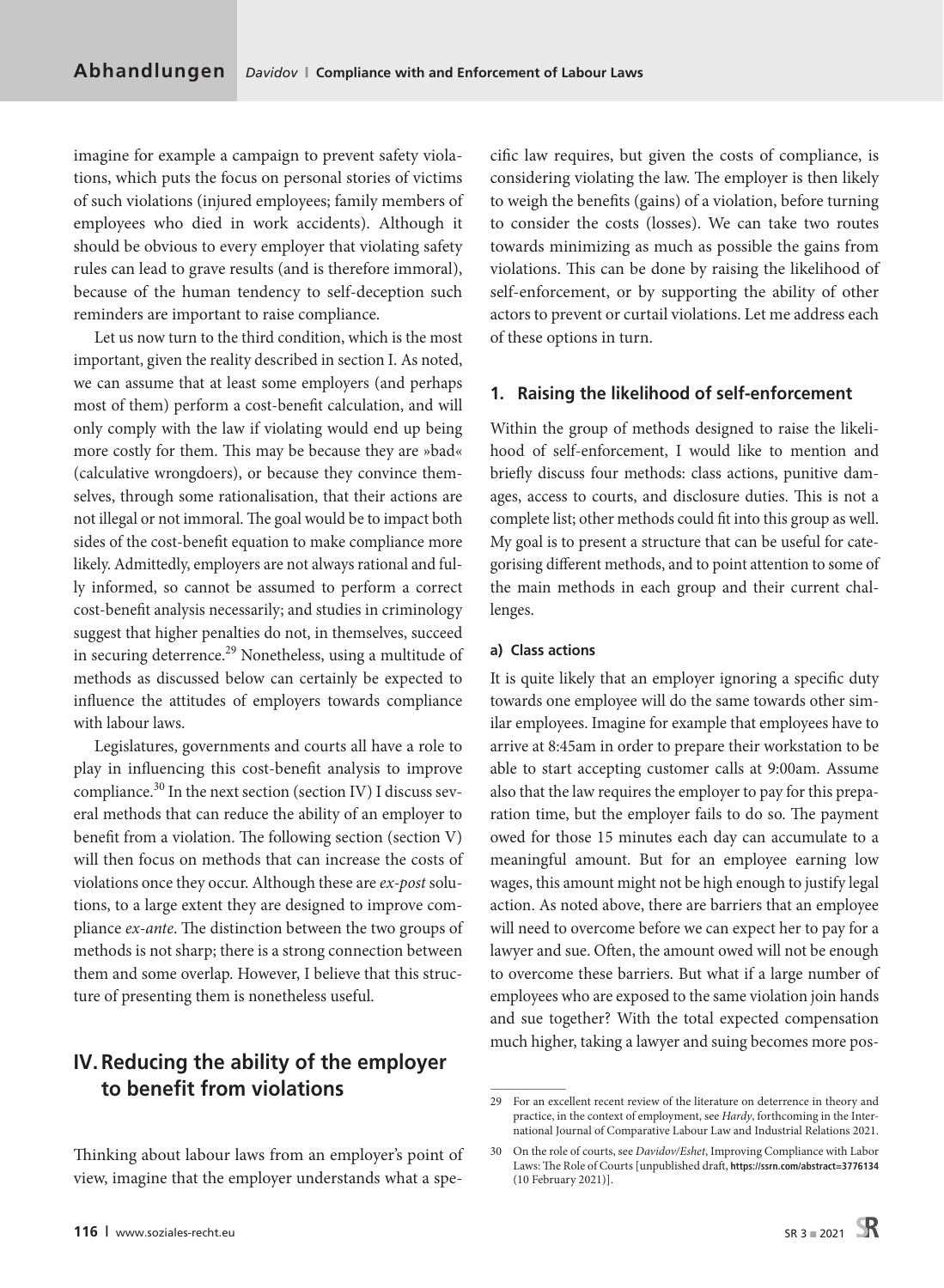imagine for example a campaign to prevent safety violations, which puts the focus on personal stories of victims of such violations (injured employees; family members of employees who died in work accidents). Although it should be obvious to every employer that violating safety rules can lead to grave results (and is therefore immoral), because of the human tendency to self-deception such reminders are important to raise compliance.

Let us now turn to the third condition, which is the most important, given the reality described in section I. As noted, we can assume that at least some employers (and perhaps most of them) perform a cost-benefit calculation, and will only comply with the law if violating would end up being more costly for them. This may be because they are »bad« (calculative wrongdoers), or because they convince themselves, through some rationalisation, that their actions are not illegal or not immoral. The goal would be to impact both sides of the cost-benefit equation to make compliance more likely. Admittedly, employers are not always rational and fully informed, so cannot be assumed to perform a correct cost-benefit analysis necessarily; and studies in criminology suggest that higher penalties do not, in themselves, succeed in securing deterrence.[29] Nonetheless, using a multitude of methods as discussed below can certainly be expected to influence the attitudes of employers towards compliance with labour laws.

Legislatures, governments and courts all have a role to play in influencing this cost-benefit analysis to improve compliance.[30] In the next section (section IV) I discuss several methods that can reduce the ability of an employer to benefit from a violation. The following section (section V) will then focus on methods that can increase the costs of violations once they occur. Although these are *ex-post* solutions, to a large extent they are designed to improve compliance *ex-ante*. The distinction between the two groups of methods is not sharp; there is a strong connection between them and some overlap. However, I believe that this structure of presenting them is nonetheless useful.

## IV. Reducing the ability of the employer to benefit from violations

Thinking about labour laws from an employer's point of view, imagine that the employer understands what a specific law requires, but given the costs of compliance, is considering violating the law. The employer is then likely to weigh the benefits (gains) of a violation, before turning to consider the costs (losses). We can take two routes towards minimizing as much as possible the gains from violations. This can be done by raising the likelihood of self-enforcement, or by supporting the ability of other actors to prevent or curtail violations. Let me address each of these options in turn.

### 1. Raising the likelihood of self-enforcement

Within the group of methods designed to raise the likelihood of self-enforcement, I would like to mention and briefly discuss four methods: class actions, punitive damages, access to courts, and disclosure duties. This is not a complete list; other methods could fit into this group as well. My goal is to present a structure that can be useful for categorising different methods, and to point attention to some of the main methods in each group and their current challenges.

#### a) Class actions

It is quite likely that an employer ignoring a specific duty towards one employee will do the same towards other similar employees. Imagine for example that employees have to arrive at 8:45am in order to prepare their workstation to be able to start accepting customer calls at 9:00am. Assume also that the law requires the employer to pay for this preparation time, but the employer fails to do so. The payment owed for those 15 minutes each day can accumulate to a meaningful amount. But for an employee earning low wages, this amount might not be high enough to justify legal action. As noted above, there are barriers that an employee will need to overcome before we can expect her to pay for a lawyer and sue. Often, the amount owed will not be enough to overcome these barriers. But what if a large number of employees who are exposed to the same violation join hands and sue together? With the total expected compensation much higher, taking a lawyer and suing becomes more pos-

---

29 For an excellent recent review of the literature on deterrence in theory and practice, in the context of employment, see *Hardy*, forthcoming in the International Journal of Comparative Labour Law and Industrial Relations 2021.

30 On the role of courts, see *Davidov/Eshet*, Improving Compliance with Labor Laws: The Role of Courts [unpublished draft, **https://ssrn.com/abstract=3776134** (10 February 2021)].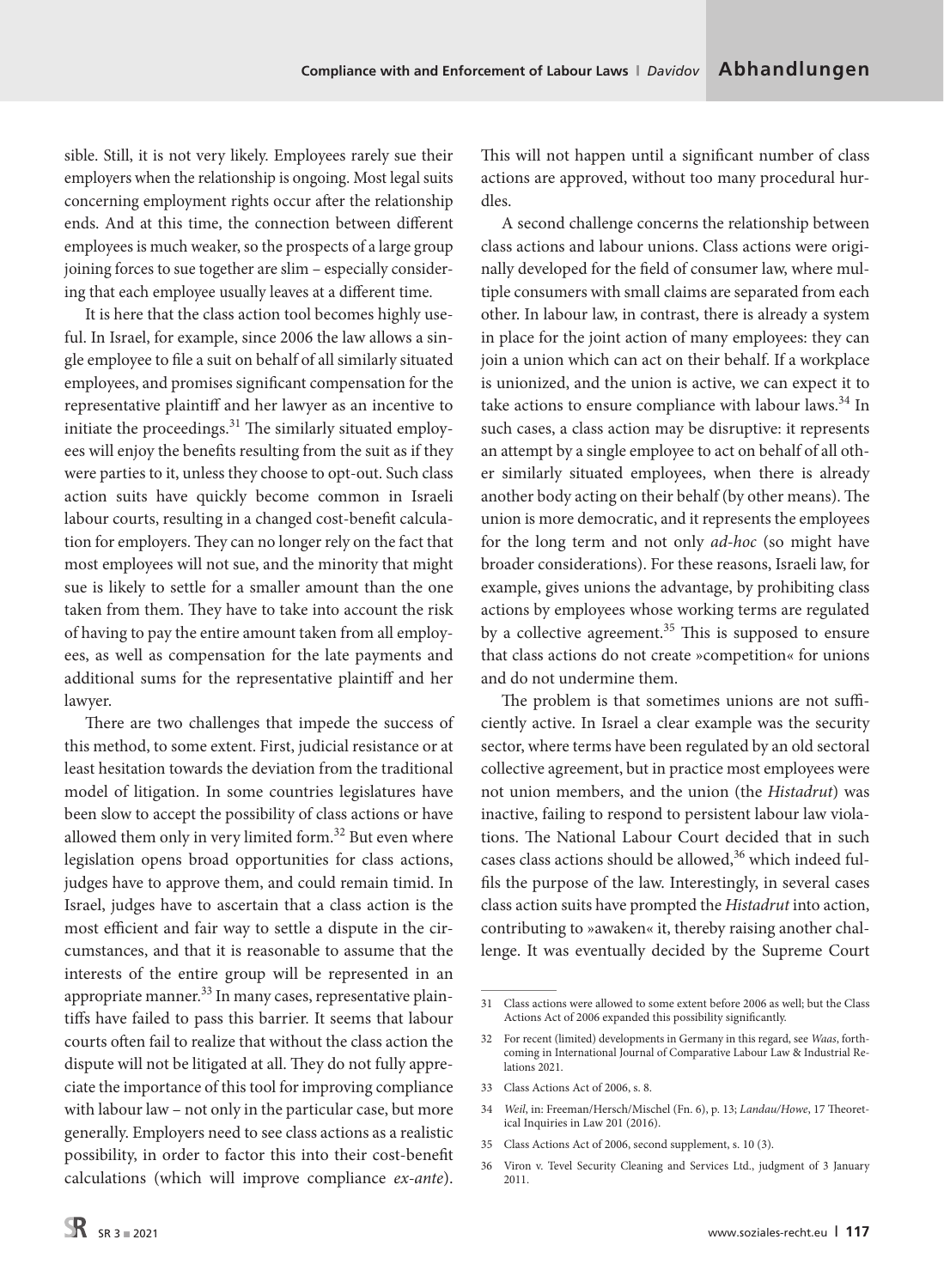sible. Still, it is not very likely. Employees rarely sue their employers when the relationship is ongoing. Most legal suits concerning employment rights occur after the relationship ends. And at this time, the connection between different employees is much weaker, so the prospects of a large group joining forces to sue together are slim – especially considering that each employee usually leaves at a different time.

It is here that the class action tool becomes highly useful. In Israel, for example, since 2006 the law allows a single employee to file a suit on behalf of all similarly situated employees, and promises significant compensation for the representative plaintiff and her lawyer as an incentive to initiate the proceedings.[31] The similarly situated employees will enjoy the benefits resulting from the suit as if they were parties to it, unless they choose to opt-out. Such class action suits have quickly become common in Israeli labour courts, resulting in a changed cost-benefit calculation for employers. They can no longer rely on the fact that most employees will not sue, and the minority that might sue is likely to settle for a smaller amount than the one taken from them. They have to take into account the risk of having to pay the entire amount taken from all employees, as well as compensation for the late payments and additional sums for the representative plaintiff and her lawyer.

There are two challenges that impede the success of this method, to some extent. First, judicial resistance or at least hesitation towards the deviation from the traditional model of litigation. In some countries legislatures have been slow to accept the possibility of class actions or have allowed them only in very limited form.[32] But even where legislation opens broad opportunities for class actions, judges have to approve them, and could remain timid. In Israel, judges have to ascertain that a class action is the most efficient and fair way to settle a dispute in the circumstances, and that it is reasonable to assume that the interests of the entire group will be represented in an appropriate manner.[33] In many cases, representative plaintiffs have failed to pass this barrier. It seems that labour courts often fail to realize that without the class action the dispute will not be litigated at all. They do not fully appreciate the importance of this tool for improving compliance with labour law – not only in the particular case, but more generally. Employers need to see class actions as a realistic possibility, in order to factor this into their cost-benefit calculations (which will improve compliance *ex-ante*). This will not happen until a significant number of class actions are approved, without too many procedural hurdles.

A second challenge concerns the relationship between class actions and labour unions. Class actions were originally developed for the field of consumer law, where multiple consumers with small claims are separated from each other. In labour law, in contrast, there is already a system in place for the joint action of many employees: they can join a union which can act on their behalf. If a workplace is unionized, and the union is active, we can expect it to take actions to ensure compliance with labour laws.[34] In such cases, a class action may be disruptive: it represents an attempt by a single employee to act on behalf of all other similarly situated employees, when there is already another body acting on their behalf (by other means). The union is more democratic, and it represents the employees for the long term and not only *ad-hoc* (so might have broader considerations). For these reasons, Israeli law, for example, gives unions the advantage, by prohibiting class actions by employees whose working terms are regulated by a collective agreement.[35] This is supposed to ensure that class actions do not create »competition« for unions and do not undermine them.

The problem is that sometimes unions are not sufficiently active. In Israel a clear example was the security sector, where terms have been regulated by an old sectoral collective agreement, but in practice most employees were not union members, and the union (the *Histadrut*) was inactive, failing to respond to persistent labour law violations. The National Labour Court decided that in such cases class actions should be allowed,[36] which indeed fulfils the purpose of the law. Interestingly, in several cases class action suits have prompted the *Histadrut* into action, contributing to »awaken« it, thereby raising another challenge. It was eventually decided by the Supreme Court

---

31 Class actions were allowed to some extent before 2006 as well; but the Class Actions Act of 2006 expanded this possibility significantly.

32 For recent (limited) developments in Germany in this regard, see *Waas*, forthcoming in International Journal of Comparative Labour Law & Industrial Relations 2021.

33 Class Actions Act of 2006, s. 8.

34 *Weil*, in: Freeman/Hersch/Mischel (Fn. 6), p. 13; *Landau/Howe*, 17 Theoretical Inquiries in Law 201 (2016).

35 Class Actions Act of 2006, second supplement, s. 10 (3).

36 Viron v. Tevel Security Cleaning and Services Ltd., judgment of 3 January 2011.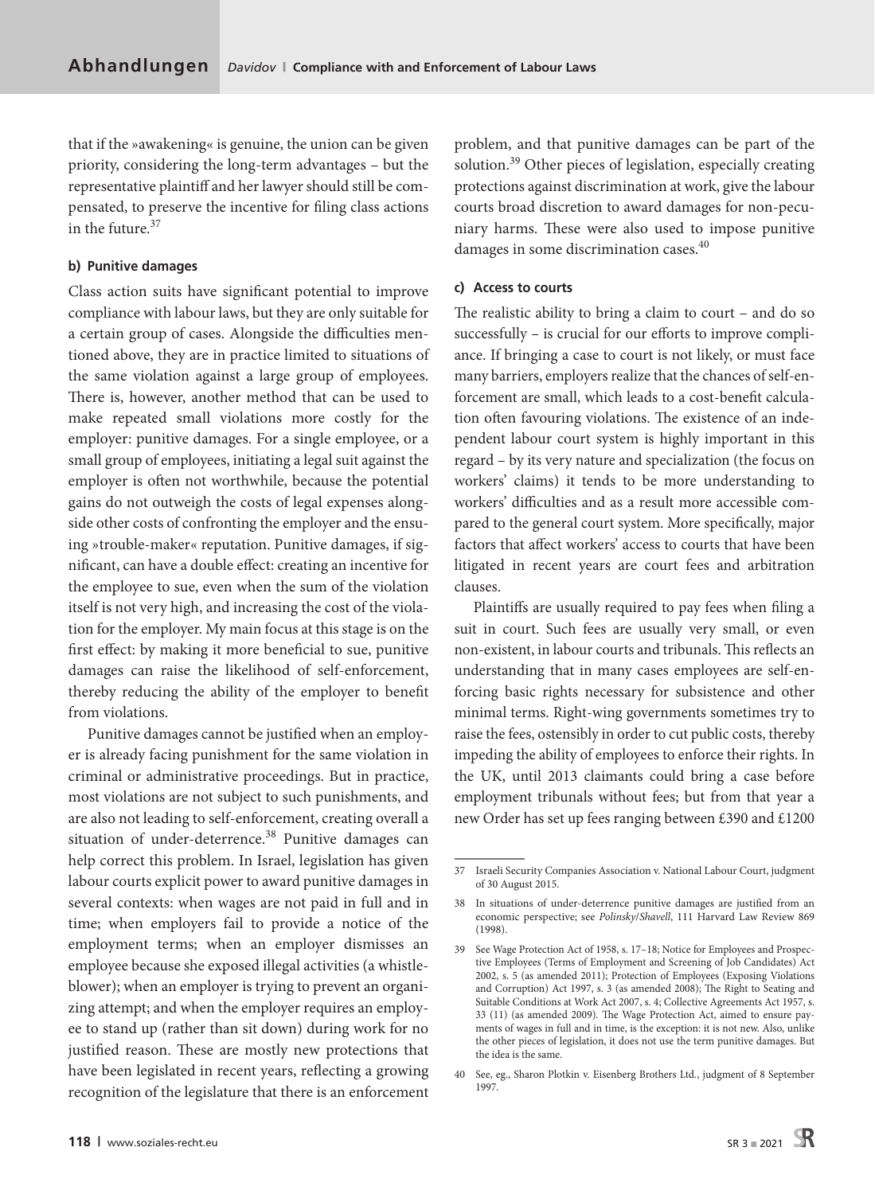that if the »awakening« is genuine, the union can be given priority, considering the long-term advantages – but the representative plaintiff and her lawyer should still be compensated, to preserve the incentive for filing class actions in the future.[37]

#### b) Punitive damages

Class action suits have significant potential to improve compliance with labour laws, but they are only suitable for a certain group of cases. Alongside the difficulties mentioned above, they are in practice limited to situations of the same violation against a large group of employees. There is, however, another method that can be used to make repeated small violations more costly for the employer: punitive damages. For a single employee, or a small group of employees, initiating a legal suit against the employer is often not worthwhile, because the potential gains do not outweigh the costs of legal expenses alongside other costs of confronting the employer and the ensuing »trouble-maker« reputation. Punitive damages, if significant, can have a double effect: creating an incentive for the employee to sue, even when the sum of the violation itself is not very high, and increasing the cost of the violation for the employer. My main focus at this stage is on the first effect: by making it more beneficial to sue, punitive damages can raise the likelihood of self-enforcement, thereby reducing the ability of the employer to benefit from violations.

Punitive damages cannot be justified when an employer is already facing punishment for the same violation in criminal or administrative proceedings. But in practice, most violations are not subject to such punishments, and are also not leading to self-enforcement, creating overall a situation of under-deterrence.[38] Punitive damages can help correct this problem. In Israel, legislation has given labour courts explicit power to award punitive damages in several contexts: when wages are not paid in full and in time; when employers fail to provide a notice of the employment terms; when an employer dismisses an employee because she exposed illegal activities (a whistleblower); when an employer is trying to prevent an organizing attempt; and when the employer requires an employee to stand up (rather than sit down) during work for no justified reason. These are mostly new protections that have been legislated in recent years, reflecting a growing recognition of the legislature that there is an enforcement problem, and that punitive damages can be part of the solution.[39] Other pieces of legislation, especially creating protections against discrimination at work, give the labour courts broad discretion to award damages for non-pecuniary harms. These were also used to impose punitive damages in some discrimination cases.[40]

#### c) Access to courts

The realistic ability to bring a claim to court – and do so successfully – is crucial for our efforts to improve compliance. If bringing a case to court is not likely, or must face many barriers, employers realize that the chances of self-enforcement are small, which leads to a cost-benefit calculation often favouring violations. The existence of an independent labour court system is highly important in this regard – by its very nature and specialization (the focus on workers' claims) it tends to be more understanding to workers' difficulties and as a result more accessible compared to the general court system. More specifically, major factors that affect workers' access to courts that have been litigated in recent years are court fees and arbitration clauses.

Plaintiffs are usually required to pay fees when filing a suit in court. Such fees are usually very small, or even non-existent, in labour courts and tribunals. This reflects an understanding that in many cases employees are self-enforcing basic rights necessary for subsistence and other minimal terms. Right-wing governments sometimes try to raise the fees, ostensibly in order to cut public costs, thereby impeding the ability of employees to enforce their rights. In the UK, until 2013 claimants could bring a case before employment tribunals without fees; but from that year a new Order has set up fees ranging between £390 and £1200

---

37 Israeli Security Companies Association v. National Labour Court, judgment of 30 August 2015.

38 In situations of under-deterrence punitive damages are justified from an economic perspective; see *Polinsky/Shavell*, 111 Harvard Law Review 869 (1998).

39 See Wage Protection Act of 1958, s. 17–18; Notice for Employees and Prospective Employees (Terms of Employment and Screening of Job Candidates) Act 2002, s. 5 (as amended 2011); Protection of Employees (Exposing Violations and Corruption) Act 1997, s. 3 (as amended 2008); The Right to Seating and Suitable Conditions at Work Act 2007, s. 4; Collective Agreements Act 1957, s. 33 (11) (as amended 2009). The Wage Protection Act, aimed to ensure payments of wages in full and in time, is the exception: it is not new. Also, unlike the other pieces of legislation, it does not use the term punitive damages. But the idea is the same.

40 See, eg., Sharon Plotkin v. Eisenberg Brothers Ltd., judgment of 8 September 1997.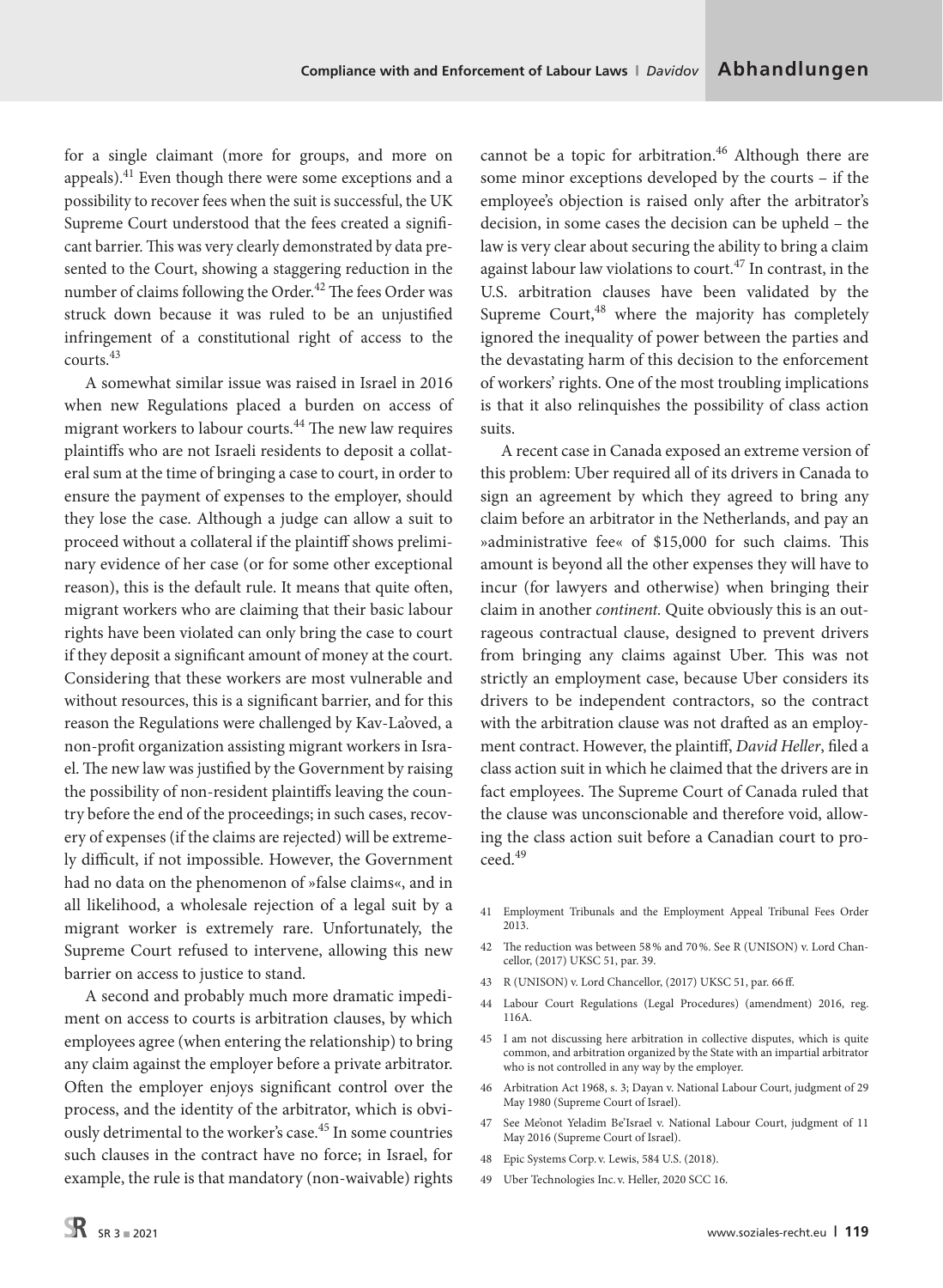for a single claimant (more for groups, and more on appeals).[41] Even though there were some exceptions and a possibility to recover fees when the suit is successful, the UK Supreme Court understood that the fees created a significant barrier. This was very clearly demonstrated by data presented to the Court, showing a staggering reduction in the number of claims following the Order.[42] The fees Order was struck down because it was ruled to be an unjustified infringement of a constitutional right of access to the courts.[43]

A somewhat similar issue was raised in Israel in 2016 when new Regulations placed a burden on access of migrant workers to labour courts.[44] The new law requires plaintiffs who are not Israeli residents to deposit a collateral sum at the time of bringing a case to court, in order to ensure the payment of expenses to the employer, should they lose the case. Although a judge can allow a suit to proceed without a collateral if the plaintiff shows preliminary evidence of her case (or for some other exceptional reason), this is the default rule. It means that quite often, migrant workers who are claiming that their basic labour rights have been violated can only bring the case to court if they deposit a significant amount of money at the court. Considering that these workers are most vulnerable and without resources, this is a significant barrier, and for this reason the Regulations were challenged by Kav-La'oved, a non-profit organization assisting migrant workers in Israel. The new law was justified by the Government by raising the possibility of non-resident plaintiffs leaving the country before the end of the proceedings; in such cases, recovery of expenses (if the claims are rejected) will be extremely difficult, if not impossible. However, the Government had no data on the phenomenon of »false claims«, and in all likelihood, a wholesale rejection of a legal suit by a migrant worker is extremely rare. Unfortunately, the Supreme Court refused to intervene, allowing this new barrier on access to justice to stand.

A second and probably much more dramatic impediment on access to courts is arbitration clauses, by which employees agree (when entering the relationship) to bring any claim against the employer before a private arbitrator. Often the employer enjoys significant control over the process, and the identity of the arbitrator, which is obviously detrimental to the worker's case.[45] In some countries such clauses in the contract have no force; in Israel, for example, the rule is that mandatory (non-waivable) rights cannot be a topic for arbitration.[46] Although there are some minor exceptions developed by the courts – if the employee's objection is raised only after the arbitrator's decision, in some cases the decision can be upheld – the law is very clear about securing the ability to bring a claim against labour law violations to court.[47] In contrast, in the U.S. arbitration clauses have been validated by the Supreme Court,[48] where the majority has completely ignored the inequality of power between the parties and the devastating harm of this decision to the enforcement of workers' rights. One of the most troubling implications is that it also relinquishes the possibility of class action suits.

A recent case in Canada exposed an extreme version of this problem: Uber required all of its drivers in Canada to sign an agreement by which they agreed to bring any claim before an arbitrator in the Netherlands, and pay an »administrative fee« of $15,000 for such claims. This amount is beyond all the other expenses they will have to incur (for lawyers and otherwise) when bringing their claim in another *continent*. Quite obviously this is an outrageous contractual clause, designed to prevent drivers from bringing any claims against Uber. This was not strictly an employment case, because Uber considers its drivers to be independent contractors, so the contract with the arbitration clause was not drafted as an employment contract. However, the plaintiff, *David Heller*, filed a class action suit in which he claimed that the drivers are in fact employees. The Supreme Court of Canada ruled that the clause was unconscionable and therefore void, allowing the class action suit before a Canadian court to proceed.[49]

41 Employment Tribunals and the Employment Appeal Tribunal Fees Order 2013.

42 The reduction was between 58 % and 70 %. See R (UNISON) v. Lord Chancellor, (2017) UKSC 51, par. 39.

43 R (UNISON) v. Lord Chancellor, (2017) UKSC 51, par. 66 ff.

44 Labour Court Regulations (Legal Procedures) (amendment) 2016, reg. 116A.

45 I am not discussing here arbitration in collective disputes, which is quite common, and arbitration organized by the State with an impartial arbitrator who is not controlled in any way by the employer.

46 Arbitration Act 1968, s. 3; Dayan v. National Labour Court, judgment of 29 May 1980 (Supreme Court of Israel).

47 See Me'onot Yeladim Be'Israel v. National Labour Court, judgment of 11 May 2016 (Supreme Court of Israel).

48 Epic Systems Corp. v. Lewis, 584 U.S. (2018).

49 Uber Technologies Inc. v. Heller, 2020 SCC 16.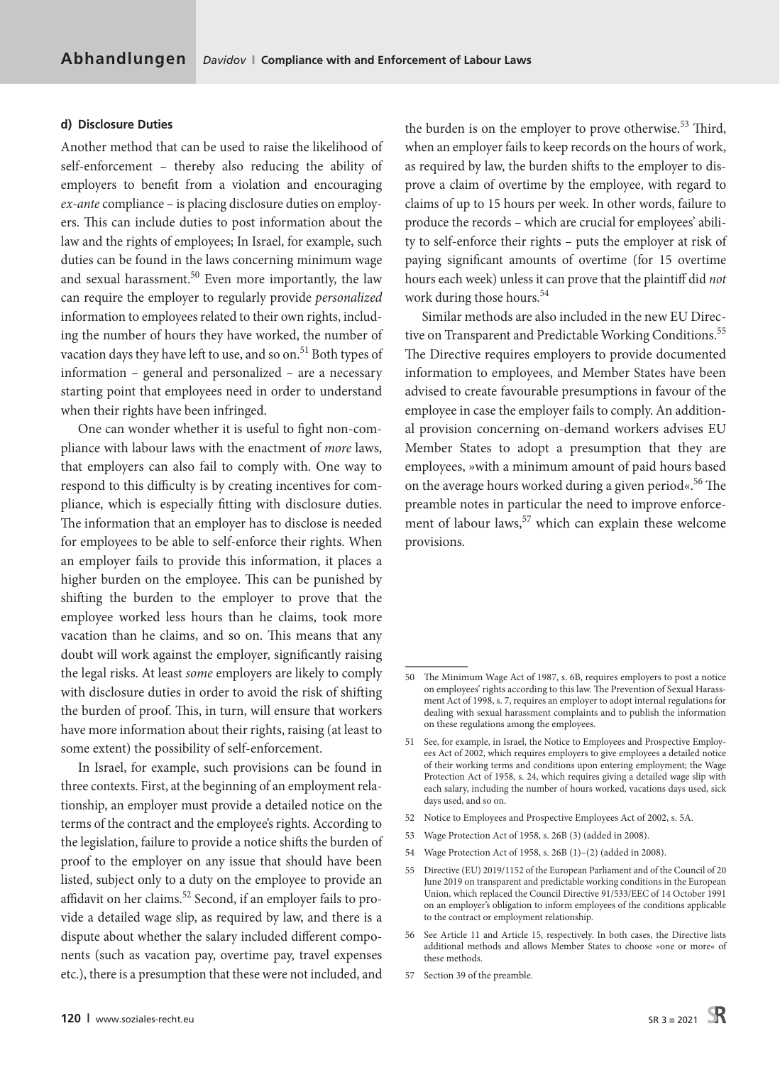#### d) Disclosure Duties

Another method that can be used to raise the likelihood of self-enforcement – thereby also reducing the ability of employers to benefit from a violation and encouraging *ex-ante* compliance – is placing disclosure duties on employers. This can include duties to post information about the law and the rights of employees; In Israel, for example, such duties can be found in the laws concerning minimum wage and sexual harassment.[50] Even more importantly, the law can require the employer to regularly provide *personalized* information to employees related to their own rights, including the number of hours they have worked, the number of vacation days they have left to use, and so on.[51] Both types of information – general and personalized – are a necessary starting point that employees need in order to understand when their rights have been infringed.

One can wonder whether it is useful to fight non-compliance with labour laws with the enactment of *more* laws, that employers can also fail to comply with. One way to respond to this difficulty is by creating incentives for compliance, which is especially fitting with disclosure duties. The information that an employer has to disclose is needed for employees to be able to self-enforce their rights. When an employer fails to provide this information, it places a higher burden on the employee. This can be punished by shifting the burden to the employer to prove that the employee worked less hours than he claims, took more vacation than he claims, and so on. This means that any doubt will work against the employer, significantly raising the legal risks. At least *some* employers are likely to comply with disclosure duties in order to avoid the risk of shifting the burden of proof. This, in turn, will ensure that workers have more information about their rights, raising (at least to some extent) the possibility of self-enforcement.

In Israel, for example, such provisions can be found in three contexts. First, at the beginning of an employment relationship, an employer must provide a detailed notice on the terms of the contract and the employee's rights. According to the legislation, failure to provide a notice shifts the burden of proof to the employer on any issue that should have been listed, subject only to a duty on the employee to provide an affidavit on her claims.[52] Second, if an employer fails to provide a detailed wage slip, as required by law, and there is a dispute about whether the salary included different components (such as vacation pay, overtime pay, travel expenses etc.), there is a presumption that these were not included, and the burden is on the employer to prove otherwise.[53] Third, when an employer fails to keep records on the hours of work, as required by law, the burden shifts to the employer to disprove a claim of overtime by the employee, with regard to claims of up to 15 hours per week. In other words, failure to produce the records – which are crucial for employees' ability to self-enforce their rights – puts the employer at risk of paying significant amounts of overtime (for 15 overtime hours each week) unless it can prove that the plaintiff did *not* work during those hours.[54]

Similar methods are also included in the new EU Directive on Transparent and Predictable Working Conditions.[55] The Directive requires employers to provide documented information to employees, and Member States have been advised to create favourable presumptions in favour of the employee in case the employer fails to comply. An additional provision concerning on-demand workers advises EU Member States to adopt a presumption that they are employees, »with a minimum amount of paid hours based on the average hours worked during a given period«.[56] The preamble notes in particular the need to improve enforcement of labour laws,[57] which can explain these welcome provisions.

---

50 The Minimum Wage Act of 1987, s. 6B, requires employers to post a notice on employees' rights according to this law. The Prevention of Sexual Harassment Act of 1998, s. 7, requires an employer to adopt internal regulations for dealing with sexual harassment complaints and to publish the information on these regulations among the employees.

51 See, for example, in Israel, the Notice to Employees and Prospective Employees Act of 2002, which requires employers to give employees a detailed notice of their working terms and conditions upon entering employment; the Wage Protection Act of 1958, s. 24, which requires giving a detailed wage slip with each salary, including the number of hours worked, vacations days used, sick days used, and so on.

52 Notice to Employees and Prospective Employees Act of 2002, s. 5A.

53 Wage Protection Act of 1958, s. 26B (3) (added in 2008).

54 Wage Protection Act of 1958, s. 26B (1)–(2) (added in 2008).

55 Directive (EU) 2019/1152 of the European Parliament and of the Council of 20 June 2019 on transparent and predictable working conditions in the European Union, which replaced the Council Directive 91/533/EEC of 14 October 1991 on an employer's obligation to inform employees of the conditions applicable to the contract or employment relationship.

56 See Article 11 and Article 15, respectively. In both cases, the Directive lists additional methods and allows Member States to choose »one or more« of these methods.

57 Section 39 of the preamble.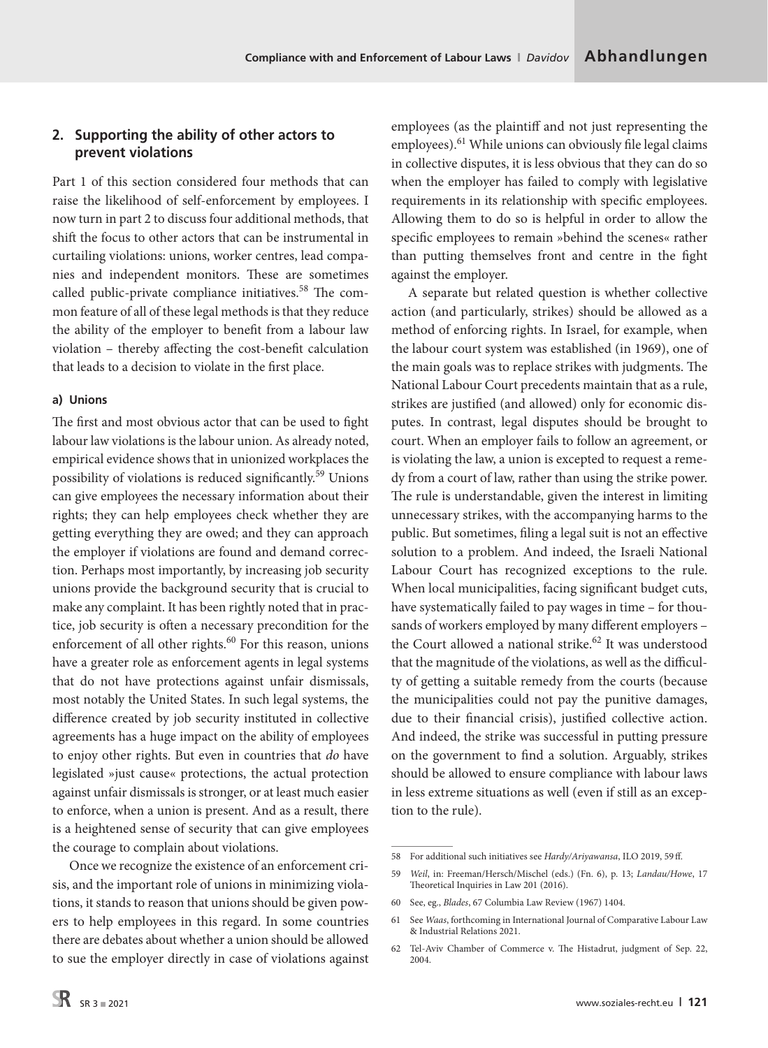## 2. Supporting the ability of other actors to prevent violations

Part 1 of this section considered four methods that can raise the likelihood of self-enforcement by employees. I now turn in part 2 to discuss four additional methods, that shift the focus to other actors that can be instrumental in curtailing violations: unions, worker centres, lead companies and independent monitors. These are sometimes called public-private compliance initiatives.[58] The common feature of all of these legal methods is that they reduce the ability of the employer to benefit from a labour law violation – thereby affecting the cost-benefit calculation that leads to a decision to violate in the first place.

### a) Unions

The first and most obvious actor that can be used to fight labour law violations is the labour union. As already noted, empirical evidence shows that in unionized workplaces the possibility of violations is reduced significantly.[59] Unions can give employees the necessary information about their rights; they can help employees check whether they are getting everything they are owed; and they can approach the employer if violations are found and demand correction. Perhaps most importantly, by increasing job security unions provide the background security that is crucial to make any complaint. It has been rightly noted that in practice, job security is often a necessary precondition for the enforcement of all other rights.[60] For this reason, unions have a greater role as enforcement agents in legal systems that do not have protections against unfair dismissals, most notably the United States. In such legal systems, the difference created by job security instituted in collective agreements has a huge impact on the ability of employees to enjoy other rights. But even in countries that *do* have legislated »just cause« protections, the actual protection against unfair dismissals is stronger, or at least much easier to enforce, when a union is present. And as a result, there is a heightened sense of security that can give employees the courage to complain about violations.

Once we recognize the existence of an enforcement crisis, and the important role of unions in minimizing violations, it stands to reason that unions should be given powers to help employees in this regard. In some countries there are debates about whether a union should be allowed to sue the employer directly in case of violations against employees (as the plaintiff and not just representing the employees).[61] While unions can obviously file legal claims in collective disputes, it is less obvious that they can do so when the employer has failed to comply with legislative requirements in its relationship with specific employees. Allowing them to do so is helpful in order to allow the specific employees to remain »behind the scenes« rather than putting themselves front and centre in the fight against the employer.

A separate but related question is whether collective action (and particularly, strikes) should be allowed as a method of enforcing rights. In Israel, for example, when the labour court system was established (in 1969), one of the main goals was to replace strikes with judgments. The National Labour Court precedents maintain that as a rule, strikes are justified (and allowed) only for economic disputes. In contrast, legal disputes should be brought to court. When an employer fails to follow an agreement, or is violating the law, a union is excepted to request a remedy from a court of law, rather than using the strike power. The rule is understandable, given the interest in limiting unnecessary strikes, with the accompanying harms to the public. But sometimes, filing a legal suit is not an effective solution to a problem. And indeed, the Israeli National Labour Court has recognized exceptions to the rule. When local municipalities, facing significant budget cuts, have systematically failed to pay wages in time – for thousands of workers employed by many different employers – the Court allowed a national strike.[62] It was understood that the magnitude of the violations, as well as the difficulty of getting a suitable remedy from the courts (because the municipalities could not pay the punitive damages, due to their financial crisis), justified collective action. And indeed, the strike was successful in putting pressure on the government to find a solution. Arguably, strikes should be allowed to ensure compliance with labour laws in less extreme situations as well (even if still as an exception to the rule).

---

58 For additional such initiatives see *Hardy/Ariyawansa*, ILO 2019, 59 ff.

59 *Weil*, in: Freeman/Hersch/Mischel (eds.) (Fn. 6), p. 13; *Landau/Howe*, 17 Theoretical Inquiries in Law 201 (2016).

60 See, eg., *Blades*, 67 Columbia Law Review (1967) 1404.

61 See *Waas*, forthcoming in International Journal of Comparative Labour Law & Industrial Relations 2021.

62 Tel-Aviv Chamber of Commerce v. The Histadrut, judgment of Sep. 22, 2004.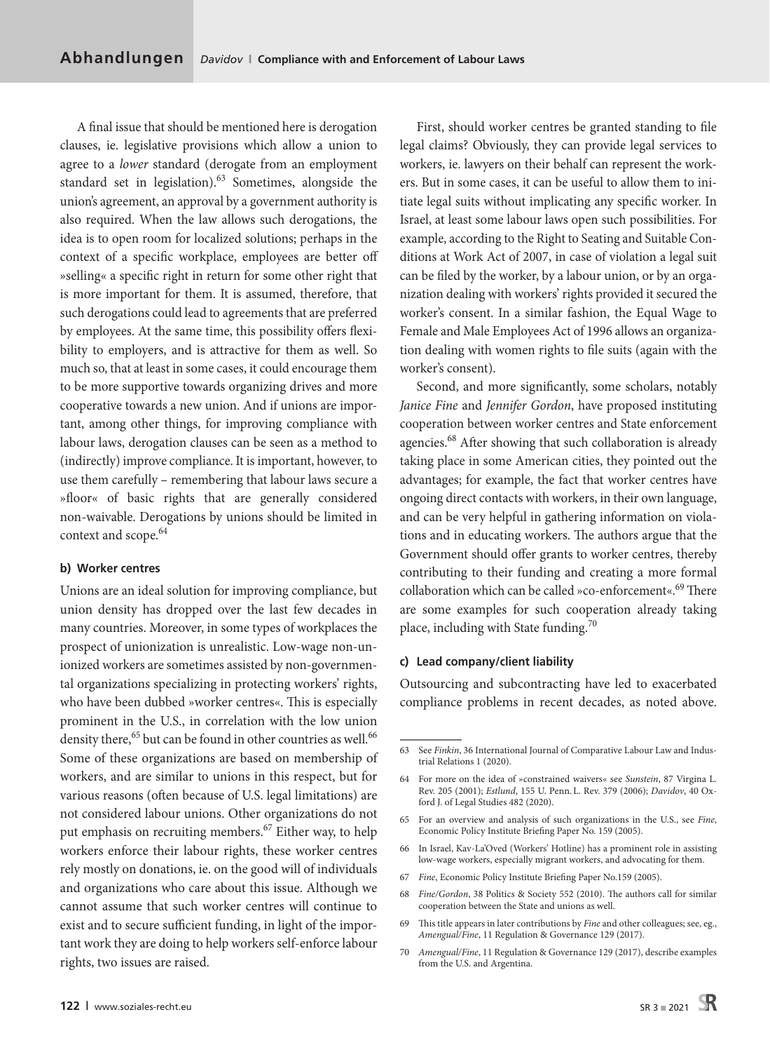A final issue that should be mentioned here is derogation clauses, ie. legislative provisions which allow a union to agree to a *lower* standard (derogate from an employment standard set in legislation).[63] Sometimes, alongside the union's agreement, an approval by a government authority is also required. When the law allows such derogations, the idea is to open room for localized solutions; perhaps in the context of a specific workplace, employees are better off »selling« a specific right in return for some other right that is more important for them. It is assumed, therefore, that such derogations could lead to agreements that are preferred by employees. At the same time, this possibility offers flexibility to employers, and is attractive for them as well. So much so, that at least in some cases, it could encourage them to be more supportive towards organizing drives and more cooperative towards a new union. And if unions are important, among other things, for improving compliance with labour laws, derogation clauses can be seen as a method to (indirectly) improve compliance. It is important, however, to use them carefully – remembering that labour laws secure a »floor« of basic rights that are generally considered non-waivable. Derogations by unions should be limited in context and scope.[64]

#### b) Worker centres

Unions are an ideal solution for improving compliance, but union density has dropped over the last few decades in many countries. Moreover, in some types of workplaces the prospect of unionization is unrealistic. Low-wage non-unionized workers are sometimes assisted by non-governmental organizations specializing in protecting workers' rights, who have been dubbed »worker centres«. This is especially prominent in the U.S., in correlation with the low union density there,[65] but can be found in other countries as well.[66] Some of these organizations are based on membership of workers, and are similar to unions in this respect, but for various reasons (often because of U.S. legal limitations) are not considered labour unions. Other organizations do not put emphasis on recruiting members.[67] Either way, to help workers enforce their labour rights, these worker centres rely mostly on donations, ie. on the good will of individuals and organizations who care about this issue. Although we cannot assume that such worker centres will continue to exist and to secure sufficient funding, in light of the important work they are doing to help workers self-enforce labour rights, two issues are raised.

First, should worker centres be granted standing to file legal claims? Obviously, they can provide legal services to workers, ie. lawyers on their behalf can represent the workers. But in some cases, it can be useful to allow them to initiate legal suits without implicating any specific worker. In Israel, at least some labour laws open such possibilities. For example, according to the Right to Seating and Suitable Conditions at Work Act of 2007, in case of violation a legal suit can be filed by the worker, by a labour union, or by an organization dealing with workers' rights provided it secured the worker's consent. In a similar fashion, the Equal Wage to Female and Male Employees Act of 1996 allows an organization dealing with women rights to file suits (again with the worker's consent).

Second, and more significantly, some scholars, notably *Janice Fine* and *Jennifer Gordon*, have proposed instituting cooperation between worker centres and State enforcement agencies.[68] After showing that such collaboration is already taking place in some American cities, they pointed out the advantages; for example, the fact that worker centres have ongoing direct contacts with workers, in their own language, and can be very helpful in gathering information on violations and in educating workers. The authors argue that the Government should offer grants to worker centres, thereby contributing to their funding and creating a more formal collaboration which can be called »co-enforcement«.[69] There are some examples for such cooperation already taking place, including with State funding.[70]

#### c) Lead company/client liability

Outsourcing and subcontracting have led to exacerbated compliance problems in recent decades, as noted above.

---

63 See *Finkin*, 36 International Journal of Comparative Labour Law and Industrial Relations 1 (2020).

64 For more on the idea of »constrained waivers« see *Sunstein*, 87 Virgina L. Rev. 205 (2001); *Estlund*, 155 U. Penn. L. Rev. 379 (2006); *Davidov*, 40 Oxford J. of Legal Studies 482 (2020).

65 For an overview and analysis of such organizations in the U.S., see *Fine*, Economic Policy Institute Briefing Paper No. 159 (2005).

66 In Israel, Kav-La'Oved (Workers' Hotline) has a prominent role in assisting low-wage workers, especially migrant workers, and advocating for them.

67 *Fine*, Economic Policy Institute Briefing Paper No.159 (2005).

68 *Fine/Gordon*, 38 Politics & Society 552 (2010). The authors call for similar cooperation between the State and unions as well.

69 This title appears in later contributions by *Fine* and other colleagues; see, eg., *Amengual/Fine*, 11 Regulation & Governance 129 (2017).

70 *Amengual/Fine*, 11 Regulation & Governance 129 (2017), describe examples from the U.S. and Argentina.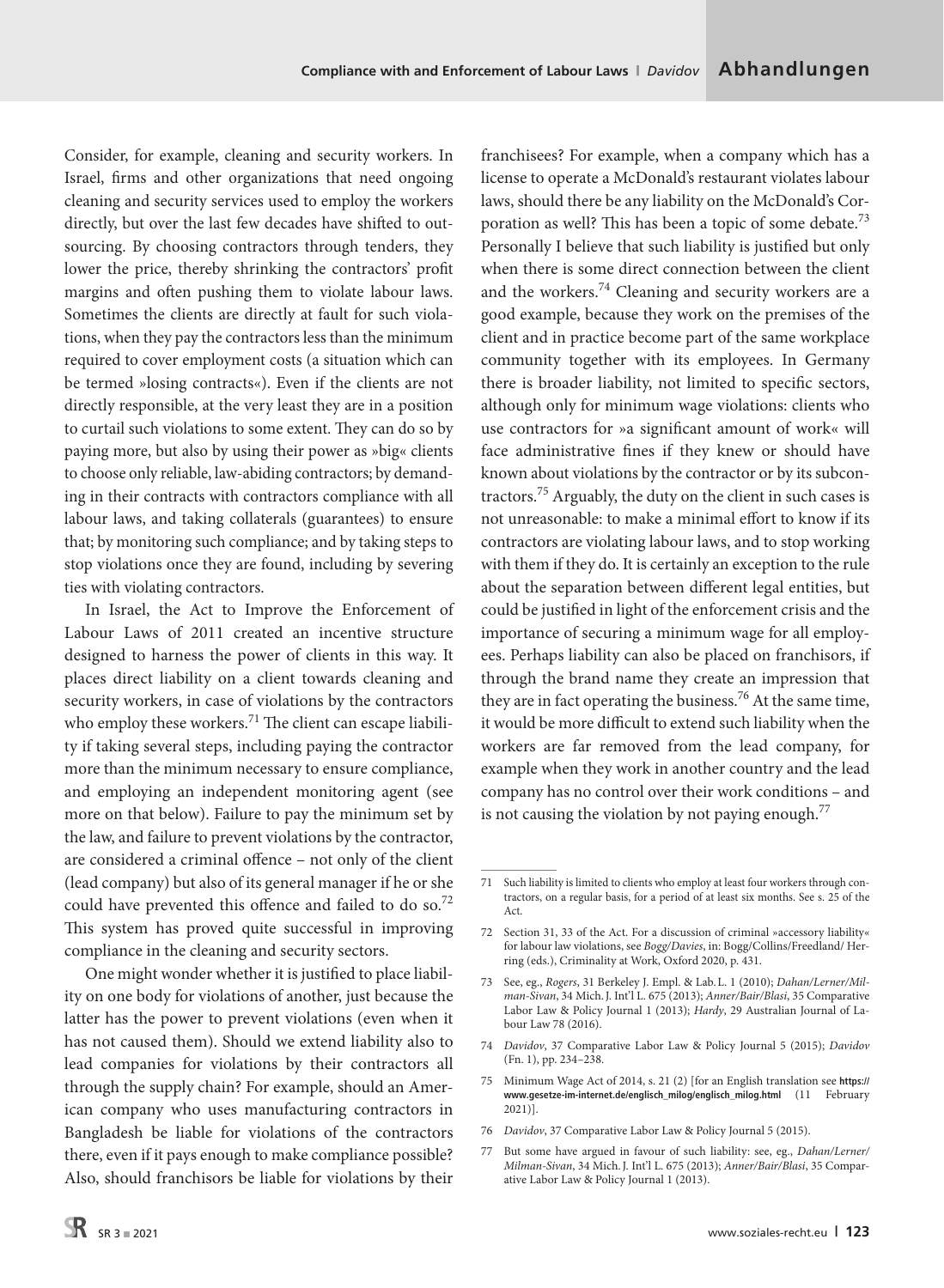Consider, for example, cleaning and security workers. In Israel, firms and other organizations that need ongoing cleaning and security services used to employ the workers directly, but over the last few decades have shifted to outsourcing. By choosing contractors through tenders, they lower the price, thereby shrinking the contractors' profit margins and often pushing them to violate labour laws. Sometimes the clients are directly at fault for such violations, when they pay the contractors less than the minimum required to cover employment costs (a situation which can be termed »losing contracts«). Even if the clients are not directly responsible, at the very least they are in a position to curtail such violations to some extent. They can do so by paying more, but also by using their power as »big« clients to choose only reliable, law-abiding contractors; by demanding in their contracts with contractors compliance with all labour laws, and taking collaterals (guarantees) to ensure that; by monitoring such compliance; and by taking steps to stop violations once they are found, including by severing ties with violating contractors.

In Israel, the Act to Improve the Enforcement of Labour Laws of 2011 created an incentive structure designed to harness the power of clients in this way. It places direct liability on a client towards cleaning and security workers, in case of violations by the contractors who employ these workers.[71] The client can escape liability if taking several steps, including paying the contractor more than the minimum necessary to ensure compliance, and employing an independent monitoring agent (see more on that below). Failure to pay the minimum set by the law, and failure to prevent violations by the contractor, are considered a criminal offence – not only of the client (lead company) but also of its general manager if he or she could have prevented this offence and failed to do so.[72] This system has proved quite successful in improving compliance in the cleaning and security sectors.

One might wonder whether it is justified to place liability on one body for violations of another, just because the latter has the power to prevent violations (even when it has not caused them). Should we extend liability also to lead companies for violations by their contractors all through the supply chain? For example, should an American company who uses manufacturing contractors in Bangladesh be liable for violations of the contractors there, even if it pays enough to make compliance possible? Also, should franchisors be liable for violations by their franchisees? For example, when a company which has a license to operate a McDonald's restaurant violates labour laws, should there be any liability on the McDonald's Corporation as well? This has been a topic of some debate.[73] Personally I believe that such liability is justified but only when there is some direct connection between the client and the workers.[74] Cleaning and security workers are a good example, because they work on the premises of the client and in practice become part of the same workplace community together with its employees. In Germany there is broader liability, not limited to specific sectors, although only for minimum wage violations: clients who use contractors for »a significant amount of work« will face administrative fines if they knew or should have known about violations by the contractor or by its subcontractors.[75] Arguably, the duty on the client in such cases is not unreasonable: to make a minimal effort to know if its contractors are violating labour laws, and to stop working with them if they do. It is certainly an exception to the rule about the separation between different legal entities, but could be justified in light of the enforcement crisis and the importance of securing a minimum wage for all employees. Perhaps liability can also be placed on franchisors, if through the brand name they create an impression that they are in fact operating the business.[76] At the same time, it would be more difficult to extend such liability when the workers are far removed from the lead company, for example when they work in another country and the lead company has no control over their work conditions – and is not causing the violation by not paying enough.[77]

---

71 Such liability is limited to clients who employ at least four workers through contractors, on a regular basis, for a period of at least six months. See s. 25 of the Act.

72 Section 31, 33 of the Act. For a discussion of criminal »accessory liability« for labour law violations, see *Bogg/Davies*, in: Bogg/Collins/Freedland/ Herring (eds.), Criminality at Work, Oxford 2020, p. 431.

73 See, eg., *Rogers*, 31 Berkeley J. Empl. & Lab. L. 1 (2010); *Dahan/Lerner/Milman-Sivan*, 34 Mich. J. Int'l L. 675 (2013); *Anner/Bair/Blasi*, 35 Comparative Labor Law & Policy Journal 1 (2013); *Hardy*, 29 Australian Journal of Labour Law 78 (2016).

74 *Davidov*, 37 Comparative Labor Law & Policy Journal 5 (2015); *Davidov* (Fn. 1), pp. 234–238.

75 Minimum Wage Act of 2014, s. 21 (2) [for an English translation see **https://www.gesetze-im-internet.de/englisch_milog/englisch_milog.html** (11 February 2021)].

76 *Davidov*, 37 Comparative Labor Law & Policy Journal 5 (2015).

77 But some have argued in favour of such liability: see, eg., *Dahan/Lerner/Milman-Sivan*, 34 Mich. J. Int'l L. 675 (2013); *Anner/Bair/Blasi*, 35 Comparative Labor Law & Policy Journal 1 (2013).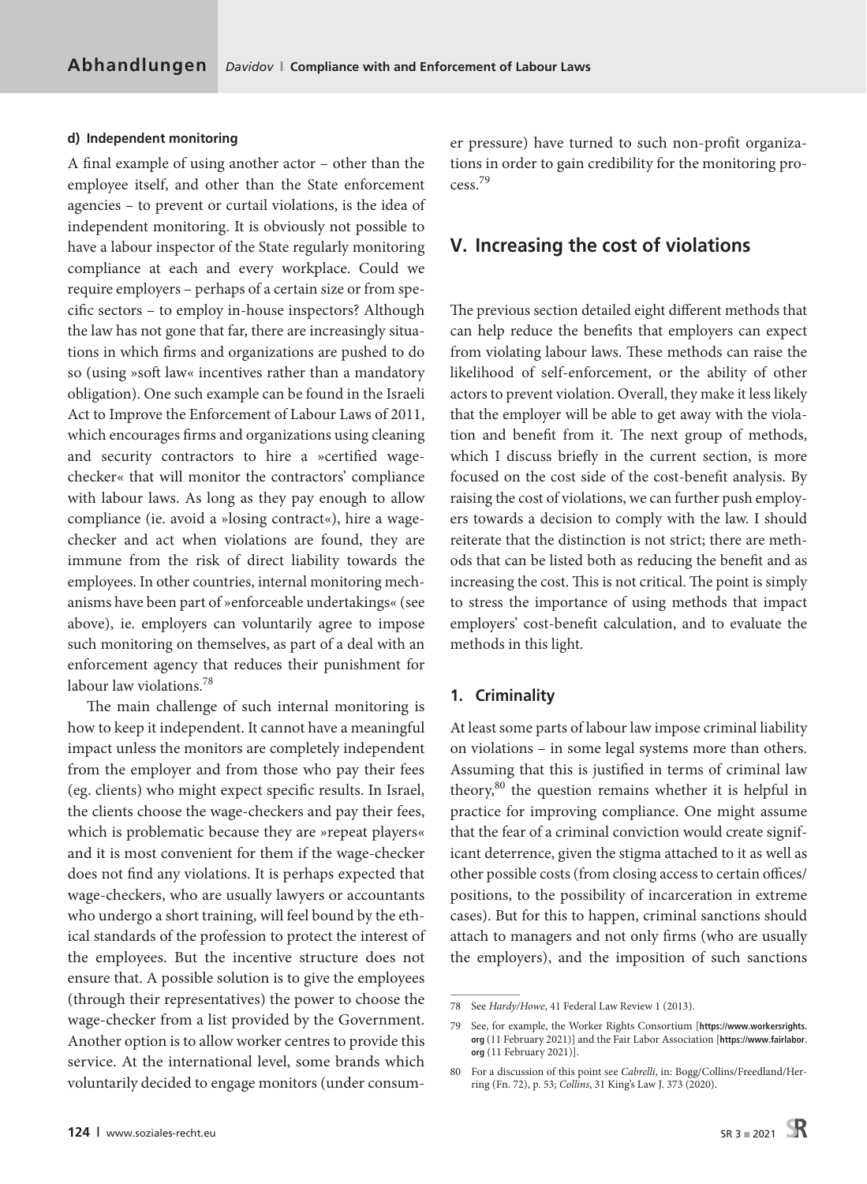#### d) Independent monitoring

A final example of using another actor – other than the employee itself, and other than the State enforcement agencies – to prevent or curtail violations, is the idea of independent monitoring. It is obviously not possible to have a labour inspector of the State regularly monitoring compliance at each and every workplace. Could we require employers – perhaps of a certain size or from specific sectors – to employ in-house inspectors? Although the law has not gone that far, there are increasingly situations in which firms and organizations are pushed to do so (using »soft law« incentives rather than a mandatory obligation). One such example can be found in the Israeli Act to Improve the Enforcement of Labour Laws of 2011, which encourages firms and organizations using cleaning and security contractors to hire a »certified wage-checker« that will monitor the contractors' compliance with labour laws. As long as they pay enough to allow compliance (ie. avoid a »losing contract«), hire a wage-checker and act when violations are found, they are immune from the risk of direct liability towards the employees. In other countries, internal monitoring mechanisms have been part of »enforceable undertakings« (see above), ie. employers can voluntarily agree to impose such monitoring on themselves, as part of a deal with an enforcement agency that reduces their punishment for labour law violations.[78]

The main challenge of such internal monitoring is how to keep it independent. It cannot have a meaningful impact unless the monitors are completely independent from the employer and from those who pay their fees (eg. clients) who might expect specific results. In Israel, the clients choose the wage-checkers and pay their fees, which is problematic because they are »repeat players« and it is most convenient for them if the wage-checker does not find any violations. It is perhaps expected that wage-checkers, who are usually lawyers or accountants who undergo a short training, will feel bound by the ethical standards of the profession to protect the interest of the employees. But the incentive structure does not ensure that. A possible solution is to give the employees (through their representatives) the power to choose the wage-checker from a list provided by the Government. Another option is to allow worker centres to provide this service. At the international level, some brands which voluntarily decided to engage monitors (under consumer pressure) have turned to such non-profit organizations in order to gain credibility for the monitoring process.[79]

## V. Increasing the cost of violations

The previous section detailed eight different methods that can help reduce the benefits that employers can expect from violating labour laws. These methods can raise the likelihood of self-enforcement, or the ability of other actors to prevent violation. Overall, they make it less likely that the employer will be able to get away with the violation and benefit from it. The next group of methods, which I discuss briefly in the current section, is more focused on the cost side of the cost-benefit analysis. By raising the cost of violations, we can further push employers towards a decision to comply with the law. I should reiterate that the distinction is not strict; there are methods that can be listed both as reducing the benefit and as increasing the cost. This is not critical. The point is simply to stress the importance of using methods that impact employers' cost-benefit calculation, and to evaluate the methods in this light.

### 1. Criminality

At least some parts of labour law impose criminal liability on violations – in some legal systems more than others. Assuming that this is justified in terms of criminal law theory,[80] the question remains whether it is helpful in practice for improving compliance. One might assume that the fear of a criminal conviction would create significant deterrence, given the stigma attached to it as well as other possible costs (from closing access to certain offices/positions, to the possibility of incarceration in extreme cases). But for this to happen, criminal sanctions should attach to managers and not only firms (who are usually the employers), and the imposition of such sanctions

---

78 See *Hardy/Howe*, 41 Federal Law Review 1 (2013).

79 See, for example, the Worker Rights Consortium [**https://www.workersrights.org** (11 February 2021)] and the Fair Labor Association [**https://www.fairlabor.org** (11 February 2021)].

80 For a discussion of this point see *Cabrelli*, in: Bogg/Collins/Freedland/Herring (Fn. 72), p. 53; *Collins*, 31 King's Law J. 373 (2020).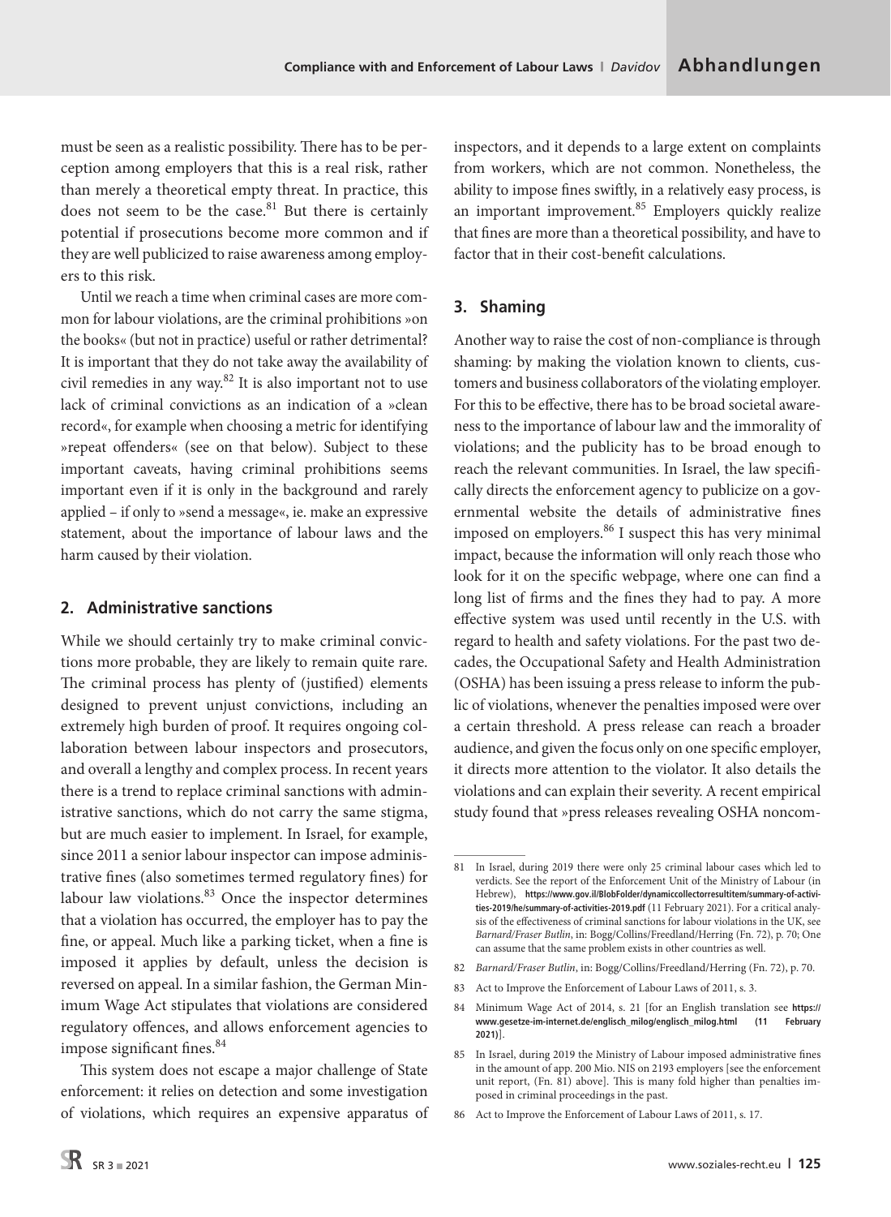must be seen as a realistic possibility. There has to be perception among employers that this is a real risk, rather than merely a theoretical empty threat. In practice, this does not seem to be the case.[81] But there is certainly potential if prosecutions become more common and if they are well publicized to raise awareness among employers to this risk.

Until we reach a time when criminal cases are more common for labour violations, are the criminal prohibitions »on the books« (but not in practice) useful or rather detrimental? It is important that they do not take away the availability of civil remedies in any way.[82] It is also important not to use lack of criminal convictions as an indication of a »clean record«, for example when choosing a metric for identifying »repeat offenders« (see on that below). Subject to these important caveats, having criminal prohibitions seems important even if it is only in the background and rarely applied – if only to »send a message«, ie. make an expressive statement, about the importance of labour laws and the harm caused by their violation.

## 2. Administrative sanctions

While we should certainly try to make criminal convictions more probable, they are likely to remain quite rare. The criminal process has plenty of (justified) elements designed to prevent unjust convictions, including an extremely high burden of proof. It requires ongoing collaboration between labour inspectors and prosecutors, and overall a lengthy and complex process. In recent years there is a trend to replace criminal sanctions with administrative sanctions, which do not carry the same stigma, but are much easier to implement. In Israel, for example, since 2011 a senior labour inspector can impose administrative fines (also sometimes termed regulatory fines) for labour law violations.[83] Once the inspector determines that a violation has occurred, the employer has to pay the fine, or appeal. Much like a parking ticket, when a fine is imposed it applies by default, unless the decision is reversed on appeal. In a similar fashion, the German Minimum Wage Act stipulates that violations are considered regulatory offences, and allows enforcement agencies to impose significant fines.[84]

This system does not escape a major challenge of State enforcement: it relies on detection and some investigation of violations, which requires an expensive apparatus of inspectors, and it depends to a large extent on complaints from workers, which are not common. Nonetheless, the ability to impose fines swiftly, in a relatively easy process, is an important improvement.[85] Employers quickly realize that fines are more than a theoretical possibility, and have to factor that in their cost-benefit calculations.

## 3. Shaming

Another way to raise the cost of non-compliance is through shaming: by making the violation known to clients, customers and business collaborators of the violating employer. For this to be effective, there has to be broad societal awareness to the importance of labour law and the immorality of violations; and the publicity has to be broad enough to reach the relevant communities. In Israel, the law specifically directs the enforcement agency to publicize on a governmental website the details of administrative fines imposed on employers.[86] I suspect this has very minimal impact, because the information will only reach those who look for it on the specific webpage, where one can find a long list of firms and the fines they had to pay. A more effective system was used until recently in the U.S. with regard to health and safety violations. For the past two decades, the Occupational Safety and Health Administration (OSHA) has been issuing a press release to inform the public of violations, whenever the penalties imposed were over a certain threshold. A press release can reach a broader audience, and given the focus only on one specific employer, it directs more attention to the violator. It also details the violations and can explain their severity. A recent empirical study found that »press releases revealing OSHA noncom-

---

81 In Israel, during 2019 there were only 25 criminal labour cases which led to verdicts. See the report of the Enforcement Unit of the Ministry of Labour (in Hebrew), **https://www.gov.il/BlobFolder/dynamiccollectorresultitem/summary-of-activities-2019/he/summary-of-activities-2019.pdf** (11 February 2021). For a critical analysis of the effectiveness of criminal sanctions for labour violations in the UK, see *Barnard/Fraser Butlin*, in: Bogg/Collins/Freedland/Herring (Fn. 72), p. 70; One can assume that the same problem exists in other countries as well.

82 *Barnard/Fraser Butlin*, in: Bogg/Collins/Freedland/Herring (Fn. 72), p. 70.

83 Act to Improve the Enforcement of Labour Laws of 2011, s. 3.

84 Minimum Wage Act of 2014, s. 21 [for an English translation see **https://www.gesetze-im-internet.de/englisch_milog/englisch_milog.html (11 February 2021)**].

85 In Israel, during 2019 the Ministry of Labour imposed administrative fines in the amount of app. 200 Mio. NIS on 2193 employers [see the enforcement unit report, (Fn. 81) above]. This is many fold higher than penalties imposed in criminal proceedings in the past.

86 Act to Improve the Enforcement of Labour Laws of 2011, s. 17.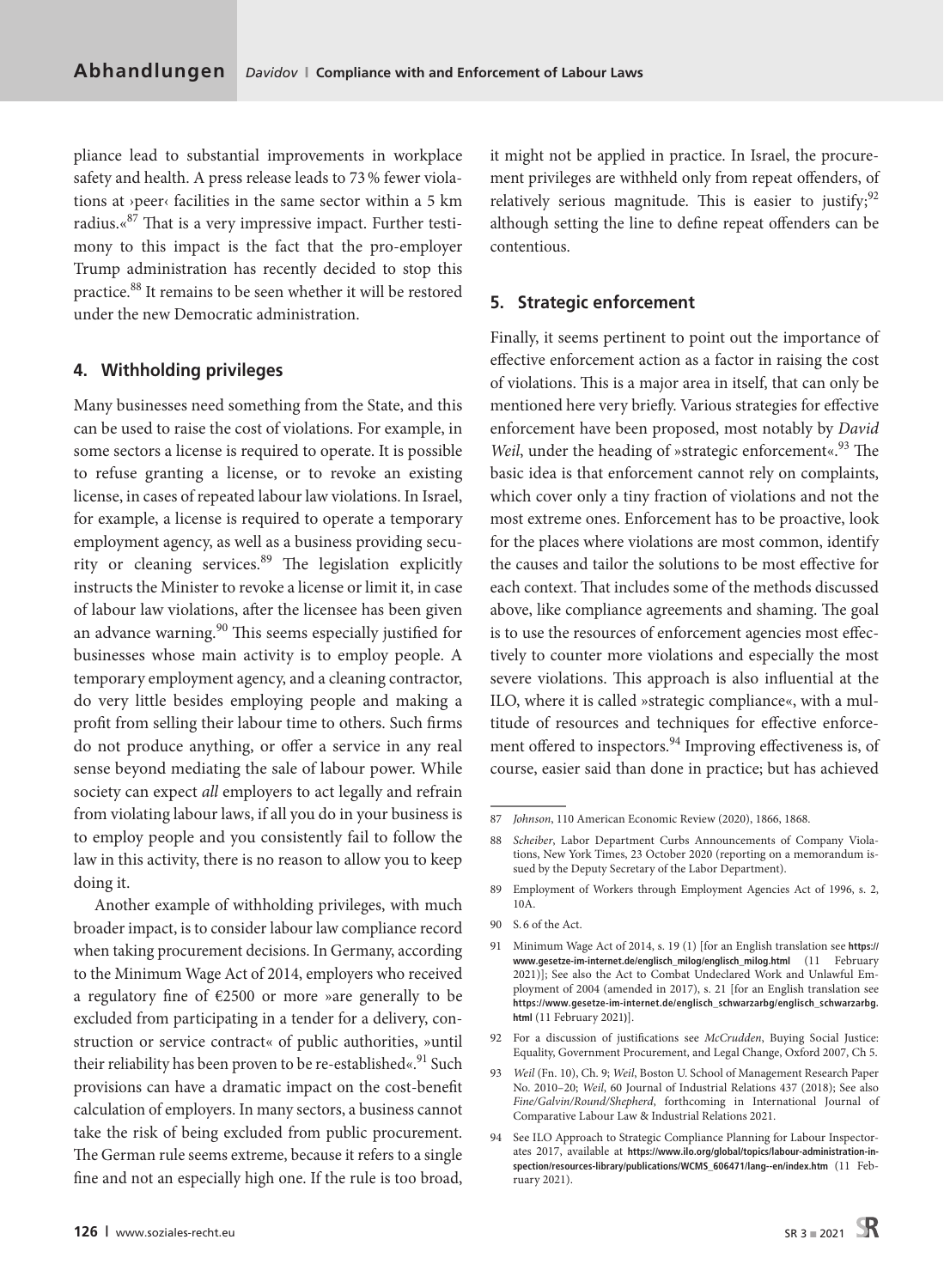pliance lead to substantial improvements in workplace safety and health. A press release leads to 73 % fewer violations at ›peer‹ facilities in the same sector within a 5 km radius.«[87] That is a very impressive impact. Further testimony to this impact is the fact that the pro-employer Trump administration has recently decided to stop this practice.[88] It remains to be seen whether it will be restored under the new Democratic administration.

### 4. Withholding privileges

Many businesses need something from the State, and this can be used to raise the cost of violations. For example, in some sectors a license is required to operate. It is possible to refuse granting a license, or to revoke an existing license, in cases of repeated labour law violations. In Israel, for example, a license is required to operate a temporary employment agency, as well as a business providing security or cleaning services.[89] The legislation explicitly instructs the Minister to revoke a license or limit it, in case of labour law violations, after the licensee has been given an advance warning.[90] This seems especially justified for businesses whose main activity is to employ people. A temporary employment agency, and a cleaning contractor, do very little besides employing people and making a profit from selling their labour time to others. Such firms do not produce anything, or offer a service in any real sense beyond mediating the sale of labour power. While society can expect *all* employers to act legally and refrain from violating labour laws, if all you do in your business is to employ people and you consistently fail to follow the law in this activity, there is no reason to allow you to keep doing it.

Another example of withholding privileges, with much broader impact, is to consider labour law compliance record when taking procurement decisions. In Germany, according to the Minimum Wage Act of 2014, employers who received a regulatory fine of €2500 or more »are generally to be excluded from participating in a tender for a delivery, construction or service contract« of public authorities, »until their reliability has been proven to be re-established«.[91] Such provisions can have a dramatic impact on the cost-benefit calculation of employers. In many sectors, a business cannot take the risk of being excluded from public procurement. The German rule seems extreme, because it refers to a single fine and not an especially high one. If the rule is too broad, it might not be applied in practice. In Israel, the procurement privileges are withheld only from repeat offenders, of relatively serious magnitude. This is easier to justify;[92] although setting the line to define repeat offenders can be contentious.

### 5. Strategic enforcement

Finally, it seems pertinent to point out the importance of effective enforcement action as a factor in raising the cost of violations. This is a major area in itself, that can only be mentioned here very briefly. Various strategies for effective enforcement have been proposed, most notably by *David Weil*, under the heading of »strategic enforcement«.[93] The basic idea is that enforcement cannot rely on complaints, which cover only a tiny fraction of violations and not the most extreme ones. Enforcement has to be proactive, look for the places where violations are most common, identify the causes and tailor the solutions to be most effective for each context. That includes some of the methods discussed above, like compliance agreements and shaming. The goal is to use the resources of enforcement agencies most effectively to counter more violations and especially the most severe violations. This approach is also influential at the ILO, where it is called »strategic compliance«, with a multitude of resources and techniques for effective enforcement offered to inspectors.[94] Improving effectiveness is, of course, easier said than done in practice; but has achieved

---

87 *Johnson*, 110 American Economic Review (2020), 1866, 1868.

88 *Scheiber*, Labor Department Curbs Announcements of Company Violations, New York Times, 23 October 2020 (reporting on a memorandum issued by the Deputy Secretary of the Labor Department).

89 Employment of Workers through Employment Agencies Act of 1996, s. 2, 10A.

90 S. 6 of the Act.

91 Minimum Wage Act of 2014, s. 19 (1) [for an English translation see **https://www.gesetze-im-internet.de/englisch_milog/englisch_milog.html** (11 February 2021)]; See also the Act to Combat Undeclared Work and Unlawful Employment of 2004 (amended in 2017), s. 21 [for an English translation see **https://www.gesetze-im-internet.de/englisch_schwarzarbg/englisch_schwarzarbg.html** (11 February 2021)].

92 For a discussion of justifications see *McCrudden*, Buying Social Justice: Equality, Government Procurement, and Legal Change, Oxford 2007, Ch 5.

93 *Weil* (Fn. 10), Ch. 9; *Weil*, Boston U. School of Management Research Paper No. 2010–20; *Weil*, 60 Journal of Industrial Relations 437 (2018); See also *Fine/Galvin/Round/Shepherd*, forthcoming in International Journal of Comparative Labour Law & Industrial Relations 2021.

94 See ILO Approach to Strategic Compliance Planning for Labour Inspectorates 2017, available at **https://www.ilo.org/global/topics/labour-administration-inspection/resources-library/publications/WCMS_606471/lang--en/index.htm** (11 February 2021).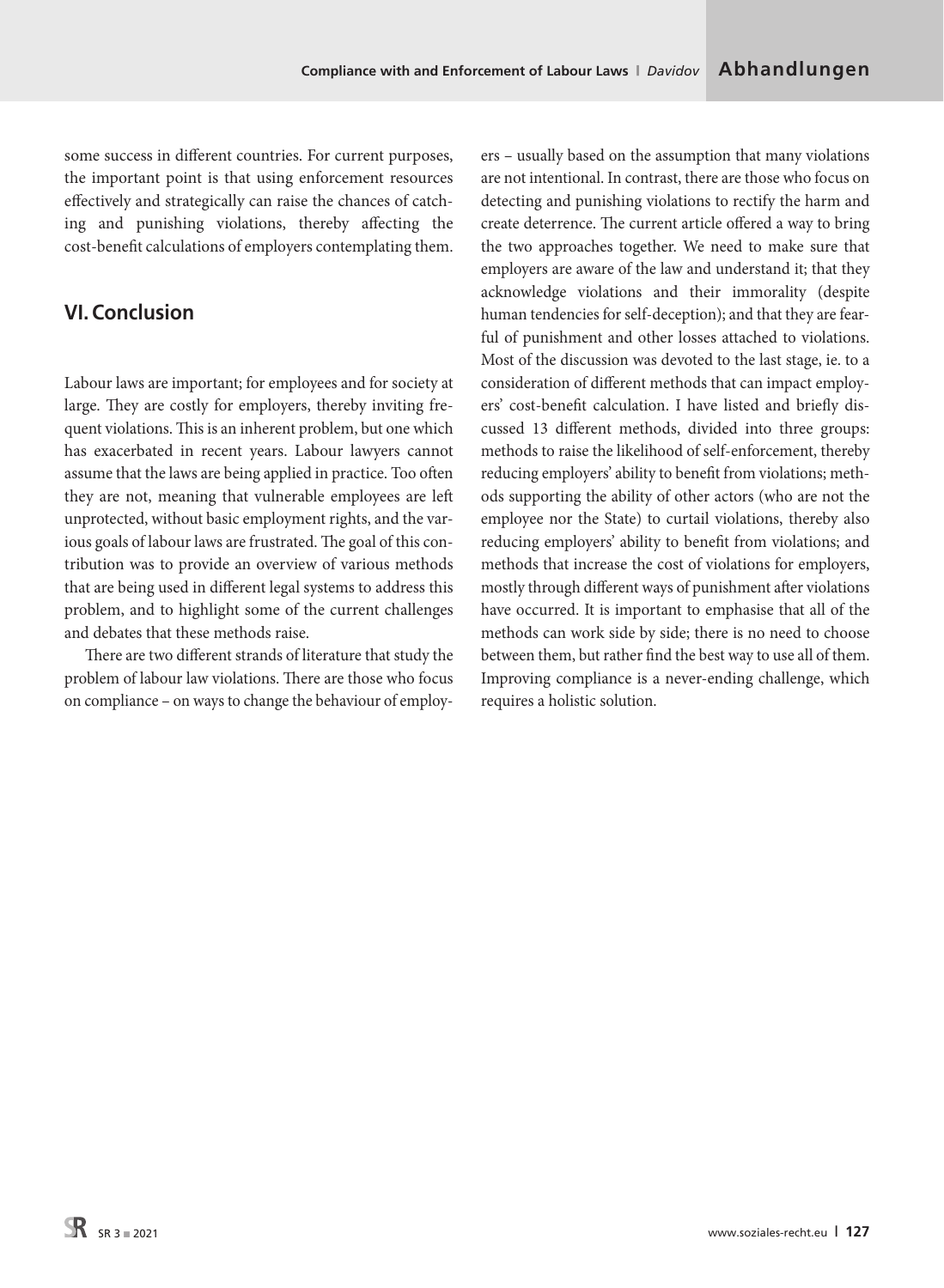some success in different countries. For current purposes, the important point is that using enforcement resources effectively and strategically can raise the chances of catching and punishing violations, thereby affecting the cost-benefit calculations of employers contemplating them.

## VI. Conclusion

Labour laws are important; for employees and for society at large. They are costly for employers, thereby inviting frequent violations. This is an inherent problem, but one which has exacerbated in recent years. Labour lawyers cannot assume that the laws are being applied in practice. Too often they are not, meaning that vulnerable employees are left unprotected, without basic employment rights, and the various goals of labour laws are frustrated. The goal of this contribution was to provide an overview of various methods that are being used in different legal systems to address this problem, and to highlight some of the current challenges and debates that these methods raise.

There are two different strands of literature that study the problem of labour law violations. There are those who focus on compliance – on ways to change the behaviour of employers – usually based on the assumption that many violations are not intentional. In contrast, there are those who focus on detecting and punishing violations to rectify the harm and create deterrence. The current article offered a way to bring the two approaches together. We need to make sure that employers are aware of the law and understand it; that they acknowledge violations and their immorality (despite human tendencies for self-deception); and that they are fearful of punishment and other losses attached to violations. Most of the discussion was devoted to the last stage, ie. to a consideration of different methods that can impact employers' cost-benefit calculation. I have listed and briefly discussed 13 different methods, divided into three groups: methods to raise the likelihood of self-enforcement, thereby reducing employers' ability to benefit from violations; methods supporting the ability of other actors (who are not the employee nor the State) to curtail violations, thereby also reducing employers' ability to benefit from violations; and methods that increase the cost of violations for employers, mostly through different ways of punishment after violations have occurred. It is important to emphasise that all of the methods can work side by side; there is no need to choose between them, but rather find the best way to use all of them. Improving compliance is a never-ending challenge, which requires a holistic solution.